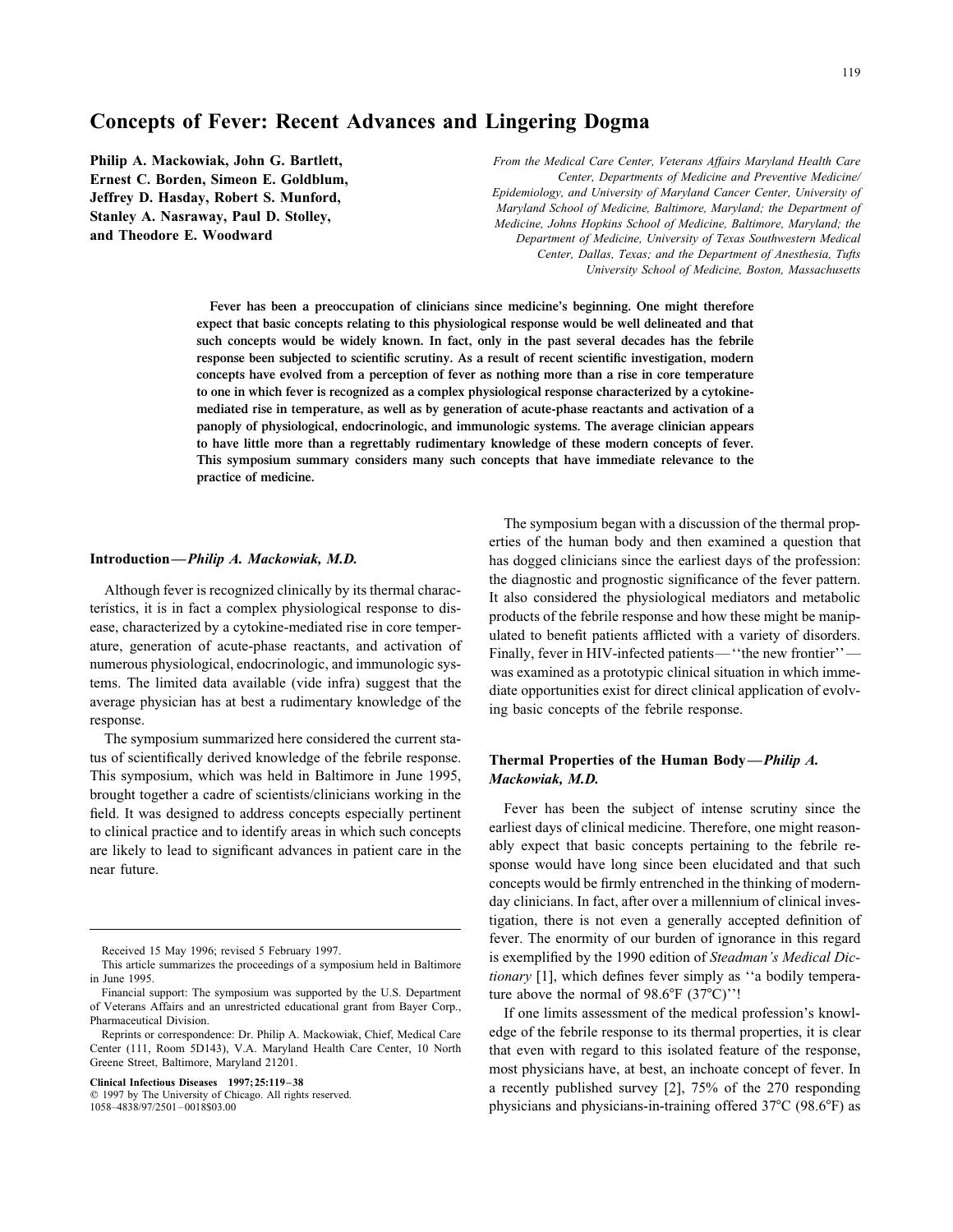# Concepts of Fever: Recent Advances and Lingering Dogma

**Philip A. Mackowiak, John G. Bartlett, Ernest C. Borden, Simeon E. Goldblum, Jeffrey D. Hasday, Robert S. Munford, Stanley A. Nasraway, Paul D. Stolley, and Theodore E. Woodward**

*From the Medical Care Center, Veterans Affairs Maryland Health Care Center, Departments of Medicine and Preventive Medicine/Epidemiology, and University of Maryland Cancer Center, University of Maryland School of Medicine, Baltimore, Maryland; the Department of Medicine, Johns Hopkins School of Medicine, Baltimore, Maryland; the Department of Medicine, University of Texas Southwestern Medical Center, Dallas, Texas; and the Department of Anesthesia, Tufts University School of Medicine, Boston, Massachusetts*

**Fever has been a preoccupation of clinicians since medicine's beginning. One might therefore expect that basic concepts relating to this physiological response would be well delineated and that such concepts would be widely known. In fact, only in the past several decades has the febrile response been subjected to scientific scrutiny. As a result of recent scientific investigation, modern concepts have evolved from a perception of fever as nothing more than a rise in core temperature to one in which fever is recognized as a complex physiological response characterized by a cytokine-mediated rise in temperature, as well as by generation of acute-phase reactants and activation of a panoply of physiological, endocrinologic, and immunologic systems. The average clinician appears to have little more than a regrettably rudimentary knowledge of these modern concepts of fever. This symposium summary considers many such concepts that have immediate relevance to the practice of medicine.**

## Introduction—*Philip A. Mackowiak, M.D.*

Although fever is recognized clinically by its thermal characteristics, it is in fact a complex physiological response to disease, characterized by a cytokine-mediated rise in core temperature, generation of acute-phase reactants, and activation of numerous physiological, endocrinologic, and immunologic systems. The limited data available (vide infra) suggest that the average physician has at best a rudimentary knowledge of the response.

The symposium summarized here considered the current status of scientifically derived knowledge of the febrile response. This symposium, which was held in Baltimore in June 1995, brought together a cadre of scientists/clinicians working in the field. It was designed to address concepts especially pertinent to clinical practice and to identify areas in which such concepts are likely to lead to significant advances in patient care in the near future.

The symposium began with a discussion of the thermal properties of the human body and then examined a question that has dogged clinicians since the earliest days of the profession: the diagnostic and prognostic significance of the fever pattern. It also considered the physiological mediators and metabolic products of the febrile response and how these might be manipulated to benefit patients afflicted with a variety of disorders. Finally, fever in HIV-infected patients—''the new frontier''—was examined as a prototypic clinical situation in which immediate opportunities exist for direct clinical application of evolving basic concepts of the febrile response.

## Thermal Properties of the Human Body—*Philip A. Mackowiak, M.D.*

Fever has been the subject of intense scrutiny since the earliest days of clinical medicine. Therefore, one might reasonably expect that basic concepts pertaining to the febrile response would have long since been elucidated and that such concepts would be firmly entrenched in the thinking of modern-day clinicians. In fact, after over a millennium of clinical investigation, there is not even a generally accepted definition of fever. The enormity of our burden of ignorance in this regard is exemplified by the 1990 edition of *Steadman's Medical Dictionary* [1], which defines fever simply as ''a bodily temperature above the normal of 98.6°F (37°C)''!

If one limits assessment of the medical profession's knowledge of the febrile response to its thermal properties, it is clear that even with regard to this isolated feature of the response, most physicians have, at best, an inchoate concept of fever. In a recently published survey [2], 75% of the 270 responding physicians and physicians-in-training offered 37°C (98.6°F) as

---

Received 15 May 1996; revised 5 February 1997.

This article summarizes the proceedings of a symposium held in Baltimore in June 1995.

Financial support: The symposium was supported by the U.S. Department of Veterans Affairs and an unrestricted educational grant from Bayer Corp., Pharmaceutical Division.

Reprints or correspondence: Dr. Philip A. Mackowiak, Chief, Medical Care Center (111, Room 5D143), V.A. Maryland Health Care Center, 10 North Greene Street, Baltimore, Maryland 21201.

**Clinical Infectious Diseases 1997;25:119–38**
© 1997 by The University of Chicago. All rights reserved.
1058–4838/97/2501–0018$03.00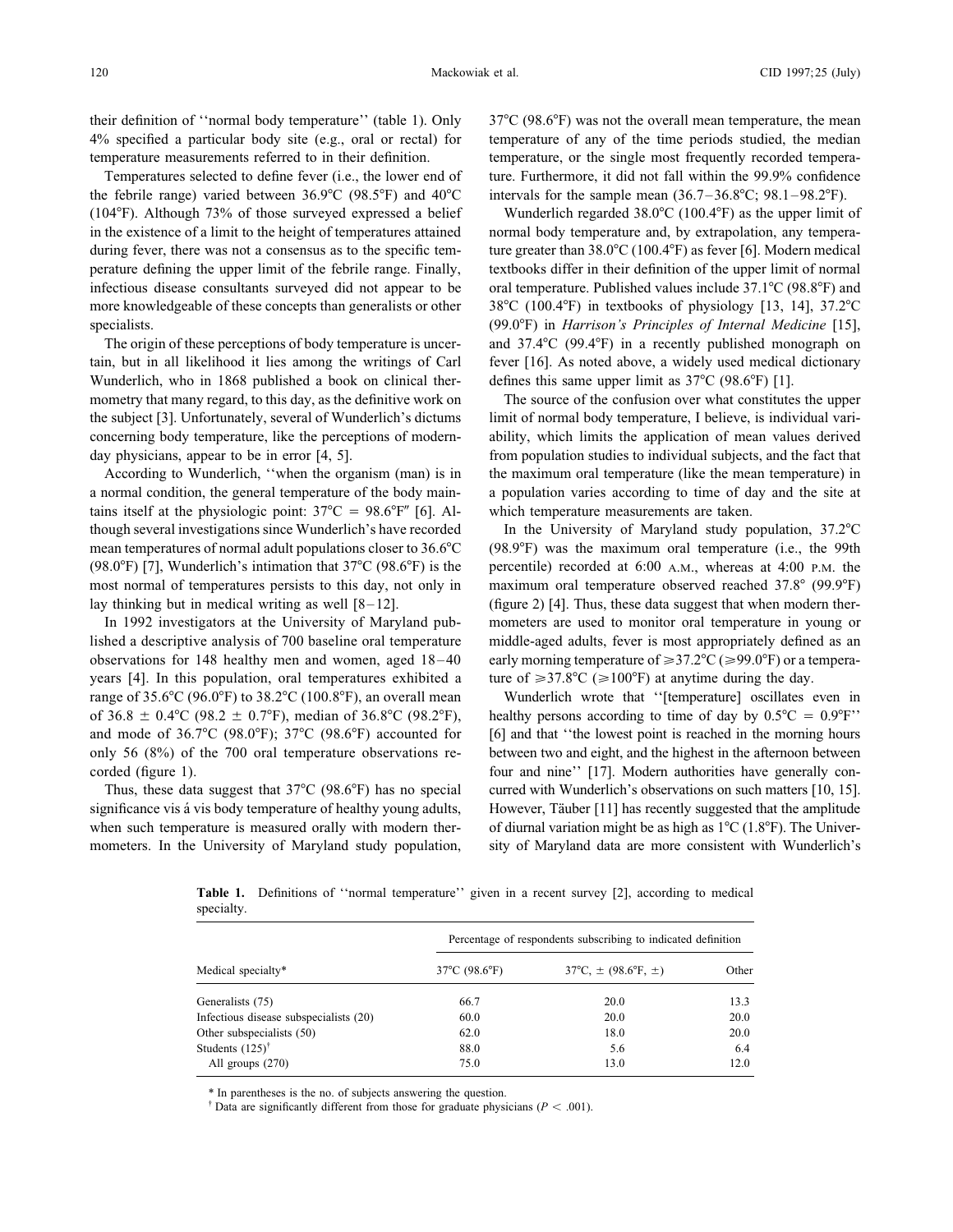their definition of ''normal body temperature'' (table 1). Only 4% specified a particular body site (e.g., oral or rectal) for temperature measurements referred to in their definition.

Temperatures selected to define fever (i.e., the lower end of the febrile range) varied between 36.9°C (98.5°F) and 40°C (104°F). Although 73% of those surveyed expressed a belief in the existence of a limit to the height of temperatures attained during fever, there was not a consensus as to the specific temperature defining the upper limit of the febrile range. Finally, infectious disease consultants surveyed did not appear to be more knowledgeable of these concepts than generalists or other specialists.

The origin of these perceptions of body temperature is uncertain, but in all likelihood it lies among the writings of Carl Wunderlich, who in 1868 published a book on clinical thermometry that many regard, to this day, as the definitive work on the subject [3]. Unfortunately, several of Wunderlich's dictums concerning body temperature, like the perceptions of modern-day physicians, appear to be in error [4, 5].

According to Wunderlich, ''when the organism (man) is in a normal condition, the general temperature of the body maintains itself at the physiologic point: 37°C = 98.6°F'' [6]. Although several investigations since Wunderlich's have recorded mean temperatures of normal adult populations closer to 36.6°C (98.0°F) [7], Wunderlich's intimation that 37°C (98.6°F) is the most normal of temperatures persists to this day, not only in lay thinking but in medical writing as well [8–12].

In 1992 investigators at the University of Maryland published a descriptive analysis of 700 baseline oral temperature observations for 148 healthy men and women, aged 18–40 years [4]. In this population, oral temperatures exhibited a range of 35.6°C (96.0°F) to 38.2°C (100.8°F), an overall mean of 36.8 ± 0.4°C (98.2 ± 0.7°F), median of 36.8°C (98.2°F), and mode of 36.7°C (98.0°F); 37°C (98.6°F) accounted for only 56 (8%) of the 700 oral temperature observations recorded (figure 1).

Thus, these data suggest that 37°C (98.6°F) has no special significance vis á vis body temperature of healthy young adults, when such temperature is measured orally with modern thermometers. In the University of Maryland study population, 37°C (98.6°F) was not the overall mean temperature, the mean temperature of any of the time periods studied, the median temperature, or the single most frequently recorded temperature. Furthermore, it did not fall within the 99.9% confidence intervals for the sample mean (36.7–36.8°C; 98.1–98.2°F).

Wunderlich regarded 38.0°C (100.4°F) as the upper limit of normal body temperature and, by extrapolation, any temperature greater than 38.0°C (100.4°F) as fever [6]. Modern medical textbooks differ in their definition of the upper limit of normal oral temperature. Published values include 37.1°C (98.8°F) and 38°C (100.4°F) in textbooks of physiology [13, 14], 37.2°C (99.0°F) in *Harrison's Principles of Internal Medicine* [15], and 37.4°C (99.4°F) in a recently published monograph on fever [16]. As noted above, a widely used medical dictionary defines this same upper limit as 37°C (98.6°F) [1].

The source of the confusion over what constitutes the upper limit of normal body temperature, I believe, is individual variability, which limits the application of mean values derived from population studies to individual subjects, and the fact that the maximum oral temperature (like the mean temperature) in a population varies according to time of day and the site at which temperature measurements are taken.

In the University of Maryland study population, 37.2°C (98.9°F) was the maximum oral temperature (i.e., the 99th percentile) recorded at 6:00 A.M., whereas at 4:00 P.M. the maximum oral temperature observed reached 37.8° (99.9°F) (figure 2) [4]. Thus, these data suggest that when modern thermometers are used to monitor oral temperature in young or middle-aged adults, fever is most appropriately defined as an early morning temperature of ≥37.2°C (≥99.0°F) or a temperature of ≥37.8°C (≥100°F) at anytime during the day.

Wunderlich wrote that ''[temperature] oscillates even in healthy persons according to time of day by 0.5°C = 0.9°F'' [6] and that ''the lowest point is reached in the morning hours between two and eight, and the highest in the afternoon between four and nine'' [17]. Modern authorities have generally concurred with Wunderlich's observations on such matters [10, 15]. However, Täuber [11] has recently suggested that the amplitude of diurnal variation might be as high as 1°C (1.8°F). The University of Maryland data are more consistent with Wunderlich's

**Table 1.** Definitions of ''normal temperature'' given in a recent survey [2], according to medical specialty.

| Medical specialty* | Percentage of respondents subscribing to indicated definition | | |
|---|---|---|---|
| | 37°C (98.6°F) | 37°C, ± (98.6°F, ±) | Other |
| Generalists (75) | 66.7 | 20.0 | 13.3 |
| Infectious disease subspecialists (20) | 60.0 | 20.0 | 20.0 |
| Other subspecialists (50) | 62.0 | 18.0 | 20.0 |
| Students (125)[†] | 88.0 | 5.6 | 6.4 |
| All groups (270) | 75.0 | 13.0 | 12.0 |

\* In parentheses is the no. of subjects answering the question.

[†] Data are significantly different from those for graduate physicians ($P < .001$).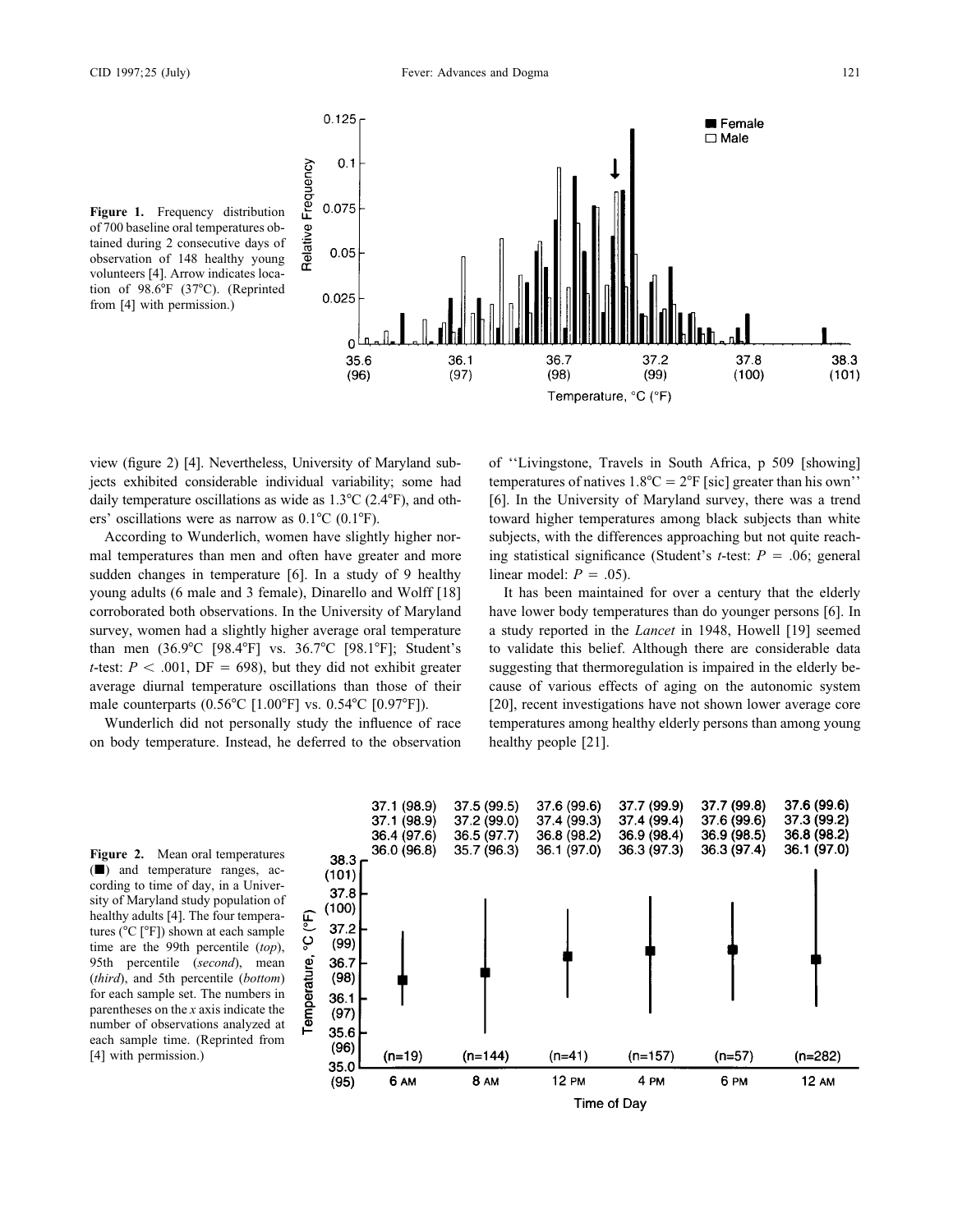Figure 1. Frequency distribution of 700 baseline oral temperatures obtained during 2 consecutive days of observation of 148 healthy young volunteers [4]. Arrow indicates location of 98.6°F (37°C). (Reprinted from [4] with permission.)

view (figure 2) [4]. Nevertheless, University of Maryland subjects exhibited considerable individual variability; some had daily temperature oscillations as wide as 1.3°C (2.4°F), and others' oscillations were as narrow as 0.1°C (0.1°F).

According to Wunderlich, women have slightly higher normal temperatures than men and often have greater and more sudden changes in temperature [6]. In a study of 9 healthy young adults (6 male and 3 female), Dinarello and Wolff [18] corroborated both observations. In the University of Maryland survey, women had a slightly higher average oral temperature than men (36.9°C [98.4°F] vs. 36.7°C [98.1°F]; Student's *t*-test: $P < .001$, $DF = 698$), but they did not exhibit greater average diurnal temperature oscillations than those of their male counterparts (0.56°C [1.00°F] vs. 0.54°C [0.97°F]).

Wunderlich did not personally study the influence of race on body temperature. Instead, he deferred to the observation of "Livingstone, Travels in South Africa, p 509 [showing] temperatures of natives 1.8°C = 2°F [sic] greater than his own" [6]. In the University of Maryland survey, there was a trend toward higher temperatures among black subjects than white subjects, with the differences approaching but not quite reaching statistical significance (Student's *t*-test: $P = .06$; general linear model: $P = .05$).

It has been maintained for over a century that the elderly have lower body temperatures than do younger persons [6]. In a study reported in the *Lancet* in 1948, Howell [19] seemed to validate this belief. Although there are considerable data suggesting that thermoregulation is impaired in the elderly because of various effects of aging on the autonomic system [20], recent investigations have not shown lower average core temperatures among healthy elderly persons than among young healthy people [21].

Figure 2. Mean oral temperatures (■) and temperature ranges, according to time of day, in a University of Maryland study population of healthy adults [4]. The four temperatures (°C [°F]) shown at each sample time are the 99th percentile (*top*), 95th percentile (*second*), mean (*third*), and 5th percentile (*bottom*) for each sample set. The numbers in parentheses on the *x* axis indicate the number of observations analyzed at each sample time. (Reprinted from [4] with permission.)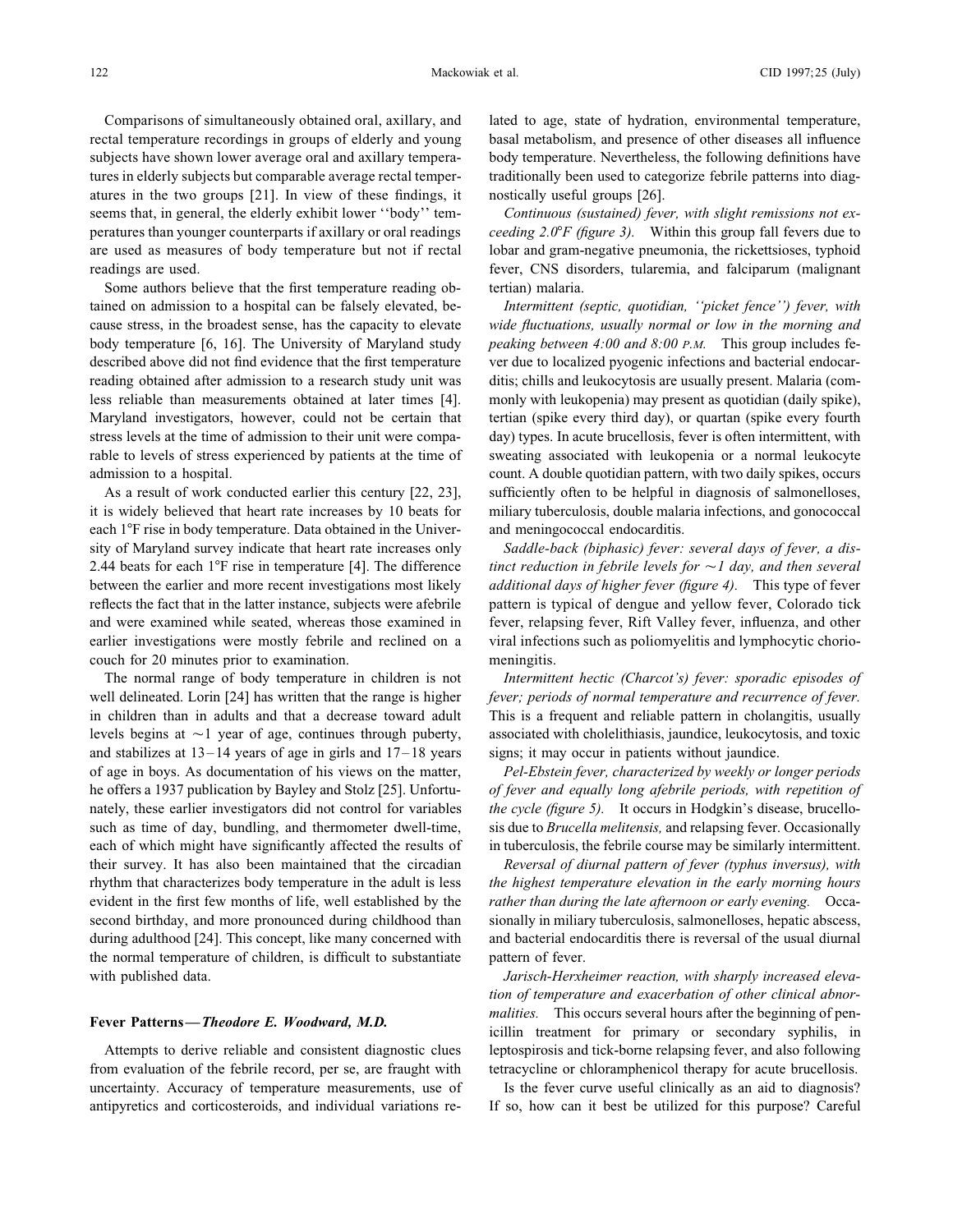Comparisons of simultaneously obtained oral, axillary, and rectal temperature recordings in groups of elderly and young subjects have shown lower average oral and axillary temperatures in elderly subjects but comparable average rectal temperatures in the two groups [21]. In view of these findings, it seems that, in general, the elderly exhibit lower ''body'' temperatures than younger counterparts if axillary or oral readings are used as measures of body temperature but not if rectal readings are used.

Some authors believe that the first temperature reading obtained on admission to a hospital can be falsely elevated, because stress, in the broadest sense, has the capacity to elevate body temperature [6, 16]. The University of Maryland study described above did not find evidence that the first temperature reading obtained after admission to a research study unit was less reliable than measurements obtained at later times [4]. Maryland investigators, however, could not be certain that stress levels at the time of admission to their unit were comparable to levels of stress experienced by patients at the time of admission to a hospital.

As a result of work conducted earlier this century [22, 23], it is widely believed that heart rate increases by 10 beats for each 1°F rise in body temperature. Data obtained in the University of Maryland survey indicate that heart rate increases only 2.44 beats for each 1°F rise in temperature [4]. The difference between the earlier and more recent investigations most likely reflects the fact that in the latter instance, subjects were afebrile and were examined while seated, whereas those examined in earlier investigations were mostly febrile and reclined on a couch for 20 minutes prior to examination.

The normal range of body temperature in children is not well delineated. Lorin [24] has written that the range is higher in children than in adults and that a decrease toward adult levels begins at ~1 year of age, continues through puberty, and stabilizes at 13–14 years of age in girls and 17–18 years of age in boys. As documentation of his views on the matter, he offers a 1937 publication by Bayley and Stolz [25]. Unfortunately, these earlier investigators did not control for variables such as time of day, bundling, and thermometer dwell-time, each of which might have significantly affected the results of their survey. It has also been maintained that the circadian rhythm that characterizes body temperature in the adult is less evident in the first few months of life, well established by the second birthday, and more pronounced during childhood than during adulthood [24]. This concept, like many concerned with the normal temperature of children, is difficult to substantiate with published data.

## Fever Patterns—*Theodore E. Woodward, M.D.*

Attempts to derive reliable and consistent diagnostic clues from evaluation of the febrile record, per se, are fraught with uncertainty. Accuracy of temperature measurements, use of antipyretics and corticosteroids, and individual variations related to age, state of hydration, environmental temperature, basal metabolism, and presence of other diseases all influence body temperature. Nevertheless, the following definitions have traditionally been used to categorize febrile patterns into diagnostically useful groups [26].

*Continuous (sustained) fever, with slight remissions not exceeding 2.0°F (figure 3).* Within this group fall fevers due to lobar and gram-negative pneumonia, the rickettsioses, typhoid fever, CNS disorders, tularemia, and falciparum (malignant tertian) malaria.

*Intermittent (septic, quotidian, ''picket fence'') fever, with wide fluctuations, usually normal or low in the morning and peaking between 4:00 and 8:00 P.M.* This group includes fever due to localized pyogenic infections and bacterial endocarditis; chills and leukocytosis are usually present. Malaria (commonly with leukopenia) may present as quotidian (daily spike), tertian (spike every third day), or quartan (spike every fourth day) types. In acute brucellosis, fever is often intermittent, with sweating associated with leukopenia or a normal leukocyte count. A double quotidian pattern, with two daily spikes, occurs sufficiently often to be helpful in diagnosis of salmonelloses, miliary tuberculosis, double malaria infections, and gonococcal and meningococcal endocarditis.

*Saddle-back (biphasic) fever: several days of fever, a distinct reduction in febrile levels for ~1 day, and then several additional days of higher fever (figure 4).* This type of fever pattern is typical of dengue and yellow fever, Colorado tick fever, relapsing fever, Rift Valley fever, influenza, and other viral infections such as poliomyelitis and lymphocytic choriomeningitis.

*Intermittent hectic (Charcot's) fever: sporadic episodes of fever; periods of normal temperature and recurrence of fever.* This is a frequent and reliable pattern in cholangitis, usually associated with cholelithiasis, jaundice, leukocytosis, and toxic signs; it may occur in patients without jaundice.

*Pel-Ebstein fever, characterized by weekly or longer periods of fever and equally long afebrile periods, with repetition of the cycle (figure 5).* It occurs in Hodgkin's disease, brucellosis due to *Brucella melitensis,* and relapsing fever. Occasionally in tuberculosis, the febrile course may be similarly intermittent.

*Reversal of diurnal pattern of fever (typhus inversus), with the highest temperature elevation in the early morning hours rather than during the late afternoon or early evening.* Occasionally in miliary tuberculosis, salmonelloses, hepatic abscess, and bacterial endocarditis there is reversal of the usual diurnal pattern of fever.

*Jarisch-Herxheimer reaction, with sharply increased elevation of temperature and exacerbation of other clinical abnormalities.* This occurs several hours after the beginning of penicillin treatment for primary or secondary syphilis, in leptospirosis and tick-borne relapsing fever, and also following tetracycline or chloramphenicol therapy for acute brucellosis.

Is the fever curve useful clinically as an aid to diagnosis? If so, how can it best be utilized for this purpose? Careful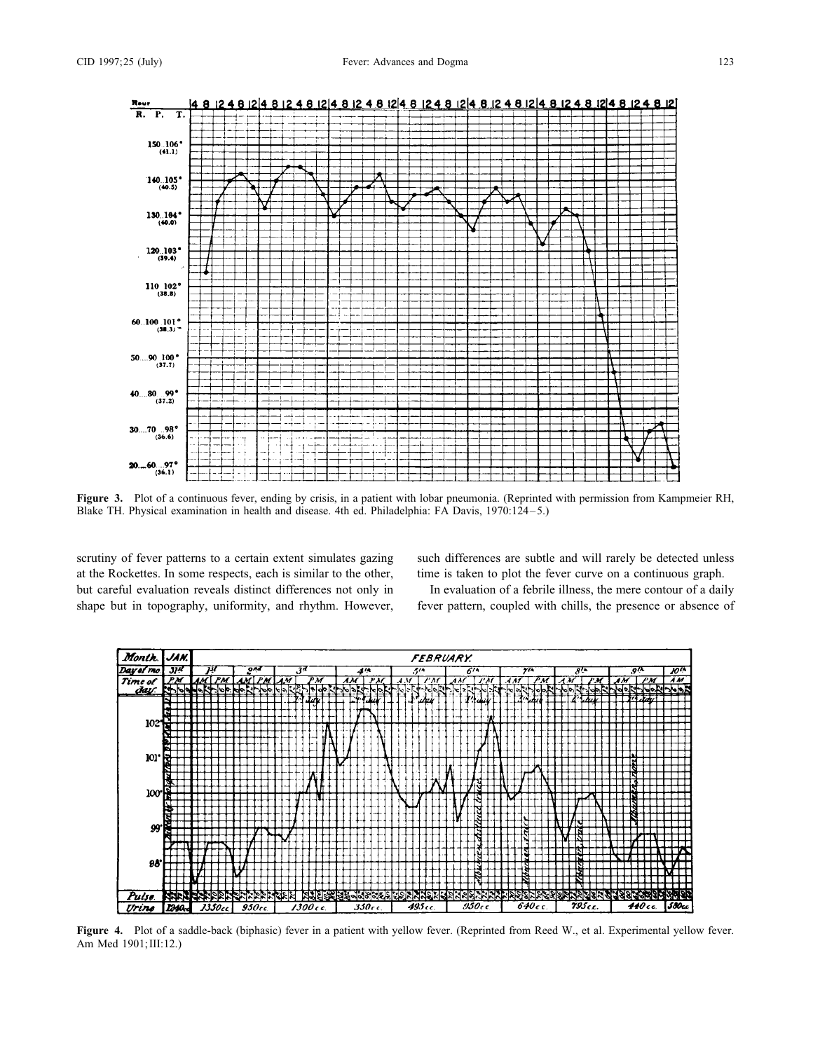**Figure 3.** Plot of a continuous fever, ending by crisis, in a patient with lobar pneumonia. (Reprinted with permission from Kampmeier RH, Blake TH. Physical examination in health and disease. 4th ed. Philadelphia: FA Davis, 1970:124–5.)

scrutiny of fever patterns to a certain extent simulates gazing at the Rockettes. In some respects, each is similar to the other, but careful evaluation reveals distinct differences not only in shape but in topography, uniformity, and rhythm. However, such differences are subtle and will rarely be detected unless time is taken to plot the fever curve on a continuous graph.

In evaluation of a febrile illness, the mere contour of a daily fever pattern, coupled with chills, the presence or absence of

**Figure 4.** Plot of a saddle-back (biphasic) fever in a patient with yellow fever. (Reprinted from Reed W., et al. Experimental yellow fever. Am Med 1901;III:12.)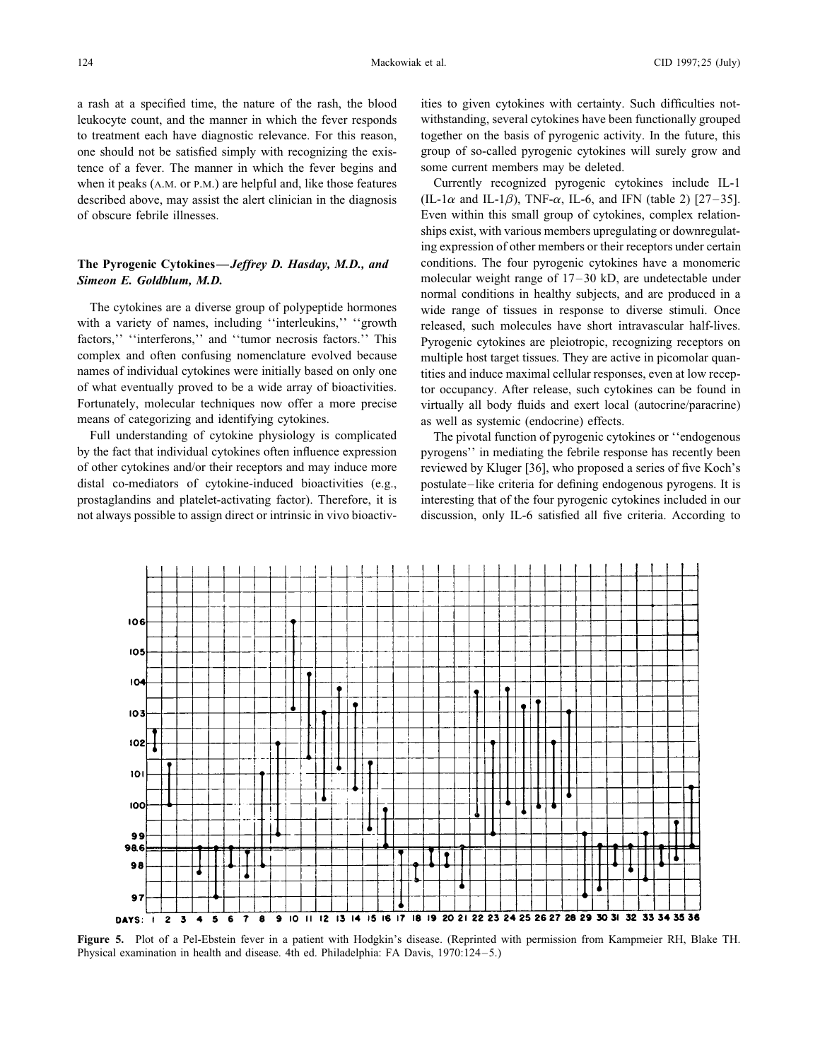a rash at a specified time, the nature of the rash, the blood leukocyte count, and the manner in which the fever responds to treatment each have diagnostic relevance. For this reason, one should not be satisfied simply with recognizing the existence of a fever. The manner in which the fever begins and when it peaks (A.M. or P.M.) are helpful and, like those features described above, may assist the alert clinician in the diagnosis of obscure febrile illnesses.

## The Pyrogenic Cytokines—*Jeffrey D. Hasday, M.D., and Simeon E. Goldblum, M.D.*

The cytokines are a diverse group of polypeptide hormones with a variety of names, including ''interleukins,'' ''growth factors,'' ''interferons,'' and ''tumor necrosis factors.'' This complex and often confusing nomenclature evolved because names of individual cytokines were initially based on only one of what eventually proved to be a wide array of bioactivities. Fortunately, molecular techniques now offer a more precise means of categorizing and identifying cytokines.

Full understanding of cytokine physiology is complicated by the fact that individual cytokines often influence expression of other cytokines and/or their receptors and may induce more distal co-mediators of cytokine-induced bioactivities (e.g., prostaglandins and platelet-activating factor). Therefore, it is not always possible to assign direct or intrinsic in vivo bioactivities to given cytokines with certainty. Such difficulties notwithstanding, several cytokines have been functionally grouped together on the basis of pyrogenic activity. In the future, this group of so-called pyrogenic cytokines will surely grow and some current members may be deleted.

Currently recognized pyrogenic cytokines include IL-1 (IL-1$\alpha$ and IL-1$\beta$), TNF-$\alpha$, IL-6, and IFN (table 2) [27–35]. Even within this small group of cytokines, complex relationships exist, with various members upregulating or downregulating expression of other members or their receptors under certain conditions. The four pyrogenic cytokines have a monomeric molecular weight range of 17–30 kD, are undetectable under normal conditions in healthy subjects, and are produced in a wide range of tissues in response to diverse stimuli. Once released, such molecules have short intravascular half-lives. Pyrogenic cytokines are pleiotropic, recognizing receptors on multiple host target tissues. They are active in picomolar quantities and induce maximal cellular responses, even at low receptor occupancy. After release, such cytokines can be found in virtually all body fluids and exert local (autocrine/paracrine) as well as systemic (endocrine) effects.

The pivotal function of pyrogenic cytokines or ''endogenous pyrogens'' in mediating the febrile response has recently been reviewed by Kluger [36], who proposed a series of five Koch's postulate–like criteria for defining endogenous pyrogens. It is interesting that of the four pyrogenic cytokines included in our discussion, only IL-6 satisfied all five criteria. According to

**Figure 5.** Plot of a Pel-Ebstein fever in a patient with Hodgkin's disease. (Reprinted with permission from Kampmeier RH, Blake TH. Physical examination in health and disease. 4th ed. Philadelphia: FA Davis, 1970:124–5.)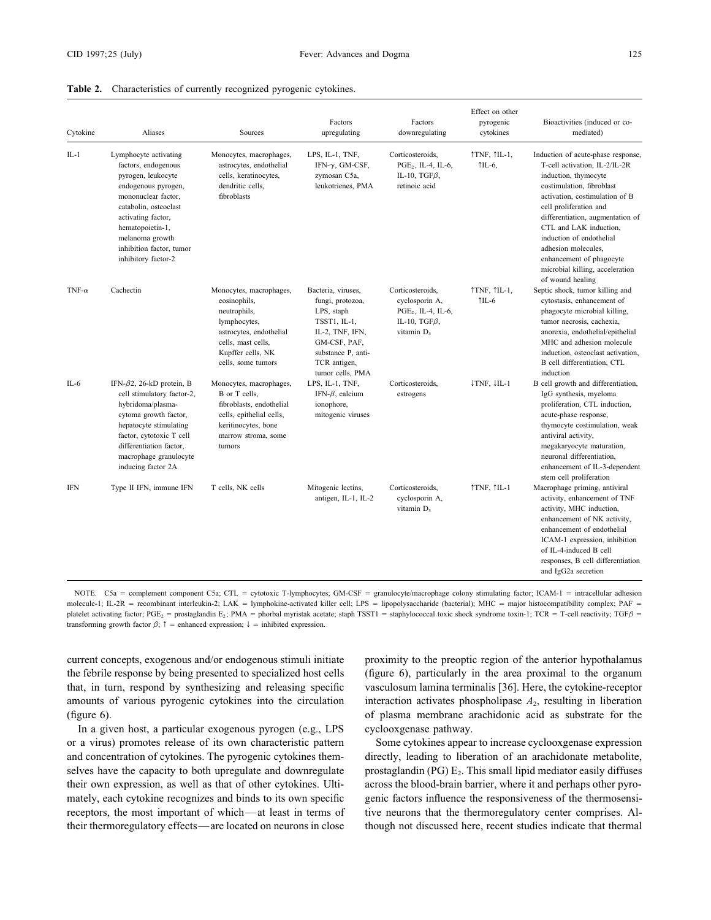**Table 2.** Characteristics of currently recognized pyrogenic cytokines.

| Cytokine | Aliases | Sources | Factors upregulating | Factors downregulating | Effect on other pyrogenic cytokines | Bioactivities (induced or co-mediated) |
|---|---|---|---|---|---|---|
| IL-1 | Lymphocyte activating factors, endogenous pyrogen, leukocyte endogenous pyrogen, mononuclear factor, catabolin, osteoclast activating factor, hematopoietin-1, melanoma growth inhibition factor, tumor inhibitory factor-2 | Monocytes, macrophages, astrocytes, endothelial cells, keratinocytes, dendritic cells, fibroblasts | LPS, IL-1, TNF, IFN-$\gamma$, GM-CSF, zymosan C5a, leukotrienes, PMA | Corticosteroids, $PGE_2$, IL-4, IL-6, IL-10, TGF$\beta$, retinoic acid | ↑TNF, ↑IL-1, ↑IL-6, | Induction of acute-phase response, T-cell activation, IL-2/IL-2R induction, thymocyte costimulation, fibroblast activation, costimulation of B cell proliferation and differentiation, augmentation of CTL and LAK induction, induction of endothelial adhesion molecules, enhancement of phagocyte microbial killing, acceleration of wound healing |
| TNF-$\alpha$ | Cachectin | Monocytes, macrophages, eosinophils, neutrophils, lymphocytes, astrocytes, endothelial cells, mast cells, Kupffer cells, NK cells, some tumors | Bacteria, viruses, fungi, protozoa, LPS, staph TSST1, IL-1, IL-2, TNF, IFN, GM-CSF, PAF, substance P, anti-TCR antigen, tumor cells, PMA | Corticosteroids, cyclosporin A, $PGE_2$, IL-4, IL-6, IL-10, TGF$\beta$, vitamin $D_3$ | ↑TNF, ↑IL-1, ↑IL-6 | Septic shock, tumor killing and cytostasis, enhancement of phagocyte microbial killing, tumor necrosis, cachexia, anorexia, endothelial/epithelial MHC and adhesion molecule induction, osteoclast activation, B cell differentiation, CTL induction |
| IL-6 | IFN-$\beta$2, 26-kD protein, B cell stimulatory factor-2, hybridoma/plasma-cytoma growth factor, hepatocyte stimulating factor, cytotoxic T cell differentiation factor, macrophage granulocyte inducing factor 2A | Monocytes, macrophages, B or T cells, fibroblasts, endothelial cells, epithelial cells, keritinocytes, bone marrow stroma, some tumors | LPS, IL-1, TNF, IFN-$\beta$, calcium ionophore, mitogenic viruses | Corticosteroids, estrogens | ↓TNF, ↓IL-1 | B cell growth and differentiation, IgG synthesis, myeloma proliferation, CTL induction, acute-phase response, thymocyte costimulation, weak antiviral activity, megakaryocyte maturation, neuronal differentiation, enhancement of IL-3-dependent stem cell proliferation |
| IFN | Type II IFN, immune IFN | T cells, NK cells | Mitogenic lectins, antigen, IL-1, IL-2 | Corticosteroids, cyclosporin A, vitamin $D_3$ | ↑TNF, ↑IL-1 | Macrophage priming, antiviral activity, enhancement of TNF activity, MHC induction, enhancement of NK activity, enhancement of endothelial ICAM-1 expression, inhibition of IL-4-induced B cell responses, B cell differentiation and IgG2a secretion |

NOTE. C5a = complement component C5a; CTL = cytotoxic T-lymphocytes; GM-CSF = granulocyte/macrophage colony stimulating factor; ICAM-1 = intracellular adhesion molecule-1; IL-2R = recombinant interleukin-2; LAK = lymphokine-activated killer cell; LPS = lipopolysaccharide (bacterial); MHC = major histocompatibility complex; PAF = platelet activating factor; $PGE_2$ = prostaglandin $E_2$; PMA = phorbal myristak acetate; staph TSST1 = staphylococcal toxic shock syndrome toxin-1; TCR = T-cell reactivity; TGF$\beta$ = transforming growth factor $\beta$; ↑ = enhanced expression; ↓ = inhibited expression.

current concepts, exogenous and/or endogenous stimuli initiate the febrile response by being presented to specialized host cells that, in turn, respond by synthesizing and releasing specific amounts of various pyrogenic cytokines into the circulation (figure 6).

In a given host, a particular exogenous pyrogen (e.g., LPS or a virus) promotes release of its own characteristic pattern and concentration of cytokines. The pyrogenic cytokines themselves have the capacity to both upregulate and downregulate their own expression, as well as that of other cytokines. Ultimately, each cytokine recognizes and binds to its own specific receptors, the most important of which—at least in terms of their thermoregulatory effects—are located on neurons in close proximity to the preoptic region of the anterior hypothalamus (figure 6), particularly in the area proximal to the organum vasculosum lamina terminalis [36]. Here, the cytokine-receptor interaction activates phospholipase $A_2$, resulting in liberation of plasma membrane arachidonic acid as substrate for the cyclooxygenase pathway.

Some cytokines appear to increase cyclooxygenase expression directly, leading to liberation of an arachidonate metabolite, prostaglandin (PG) $E_2$. This small lipid mediator easily diffuses across the blood-brain barrier, where it and perhaps other pyrogenic factors influence the responsiveness of the thermosensitive neurons that the thermoregulatory center comprises. Although not discussed here, recent studies indicate that thermal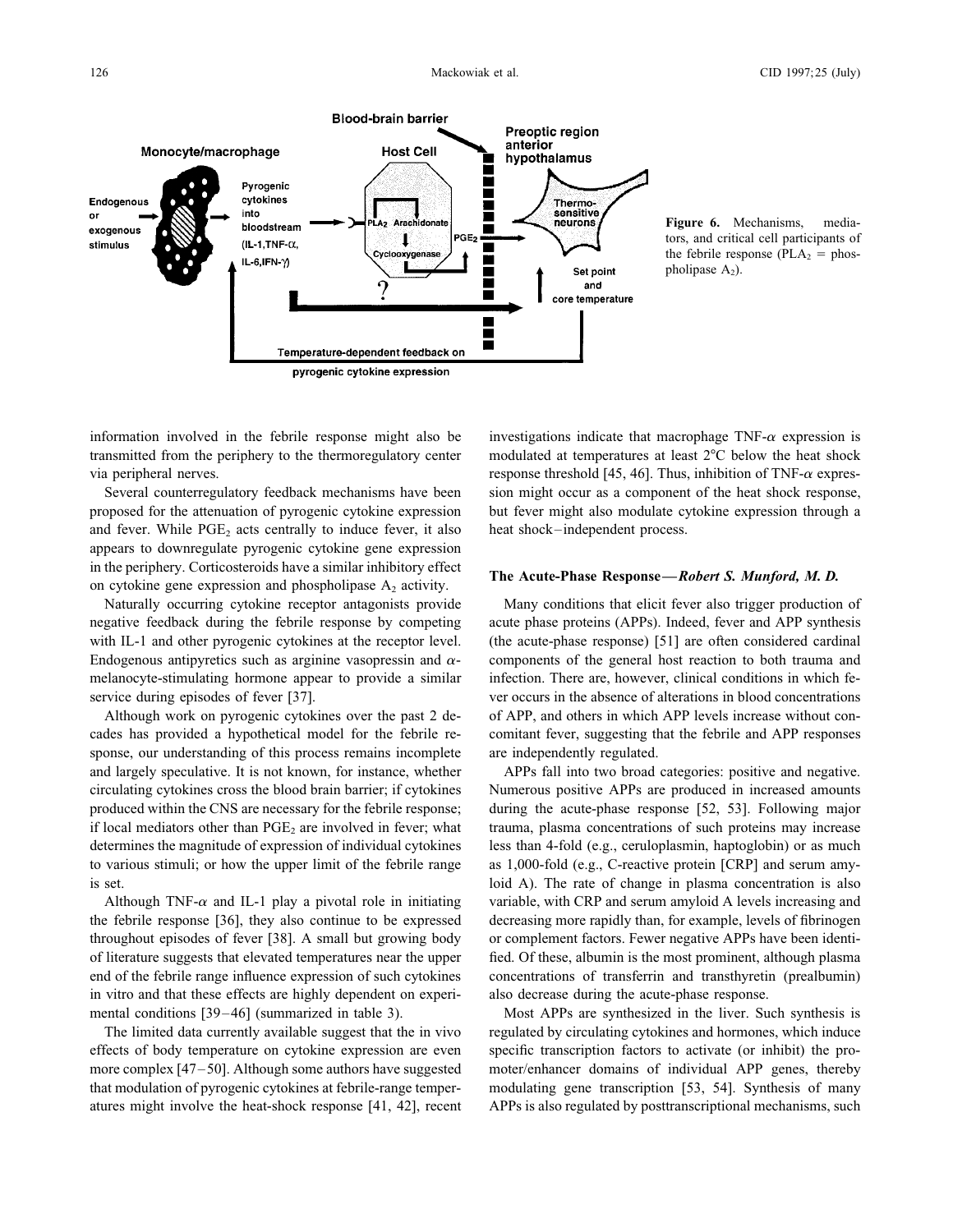Figure 6. Mechanisms, mediators, and critical cell participants of the febrile response ($PLA_2$ = phospholipase $A_2$).

information involved in the febrile response might also be transmitted from the periphery to the thermoregulatory center via peripheral nerves.

Several counterregulatory feedback mechanisms have been proposed for the attenuation of pyrogenic cytokine expression and fever. While $PGE_2$ acts centrally to induce fever, it also appears to downregulate pyrogenic cytokine gene expression in the periphery. Corticosteroids have a similar inhibitory effect on cytokine gene expression and phospholipase $A_2$ activity.

Naturally occurring cytokine receptor antagonists provide negative feedback during the febrile response by competing with IL-1 and other pyrogenic cytokines at the receptor level. Endogenous antipyretics such as arginine vasopressin and α-melanocyte-stimulating hormone appear to provide a similar service during episodes of fever [37].

Although work on pyrogenic cytokines over the past 2 decades has provided a hypothetical model for the febrile response, our understanding of this process remains incomplete and largely speculative. It is not known, for instance, whether circulating cytokines cross the blood brain barrier; if cytokines produced within the CNS are necessary for the febrile response; if local mediators other than $PGE_2$ are involved in fever; what determines the magnitude of expression of individual cytokines to various stimuli; or how the upper limit of the febrile range is set.

Although TNF-α and IL-1 play a pivotal role in initiating the febrile response [36], they also continue to be expressed throughout episodes of fever [38]. A small but growing body of literature suggests that elevated temperatures near the upper end of the febrile range influence expression of such cytokines in vitro and that these effects are highly dependent on experimental conditions [39–46] (summarized in table 3).

The limited data currently available suggest that the in vivo effects of body temperature on cytokine expression are even more complex [47–50]. Although some authors have suggested that modulation of pyrogenic cytokines at febrile-range temperatures might involve the heat-shock response [41, 42], recent investigations indicate that macrophage TNF-α expression is modulated at temperatures at least 2°C below the heat shock response threshold [45, 46]. Thus, inhibition of TNF-α expression might occur as a component of the heat shock response, but fever might also modulate cytokine expression through a heat shock–independent process.

### The Acute-Phase Response—*Robert S. Munford, M. D.*

Many conditions that elicit fever also trigger production of acute phase proteins (APPs). Indeed, fever and APP synthesis (the acute-phase response) [51] are often considered cardinal components of the general host reaction to both trauma and infection. There are, however, clinical conditions in which fever occurs in the absence of alterations in blood concentrations of APP, and others in which APP levels increase without concomitant fever, suggesting that the febrile and APP responses are independently regulated.

APPs fall into two broad categories: positive and negative. Numerous positive APPs are produced in increased amounts during the acute-phase response [52, 53]. Following major trauma, plasma concentrations of such proteins may increase less than 4-fold (e.g., ceruloplasmin, haptoglobin) or as much as 1,000-fold (e.g., C-reactive protein [CRP] and serum amyloid A). The rate of change in plasma concentration is also variable, with CRP and serum amyloid A levels increasing and decreasing more rapidly than, for example, levels of fibrinogen or complement factors. Fewer negative APPs have been identified. Of these, albumin is the most prominent, although plasma concentrations of transferrin and transthyretin (prealbumin) also decrease during the acute-phase response.

Most APPs are synthesized in the liver. Such synthesis is regulated by circulating cytokines and hormones, which induce specific transcription factors to activate (or inhibit) the promoter/enhancer domains of individual APP genes, thereby modulating gene transcription [53, 54]. Synthesis of many APPs is also regulated by posttranscriptional mechanisms, such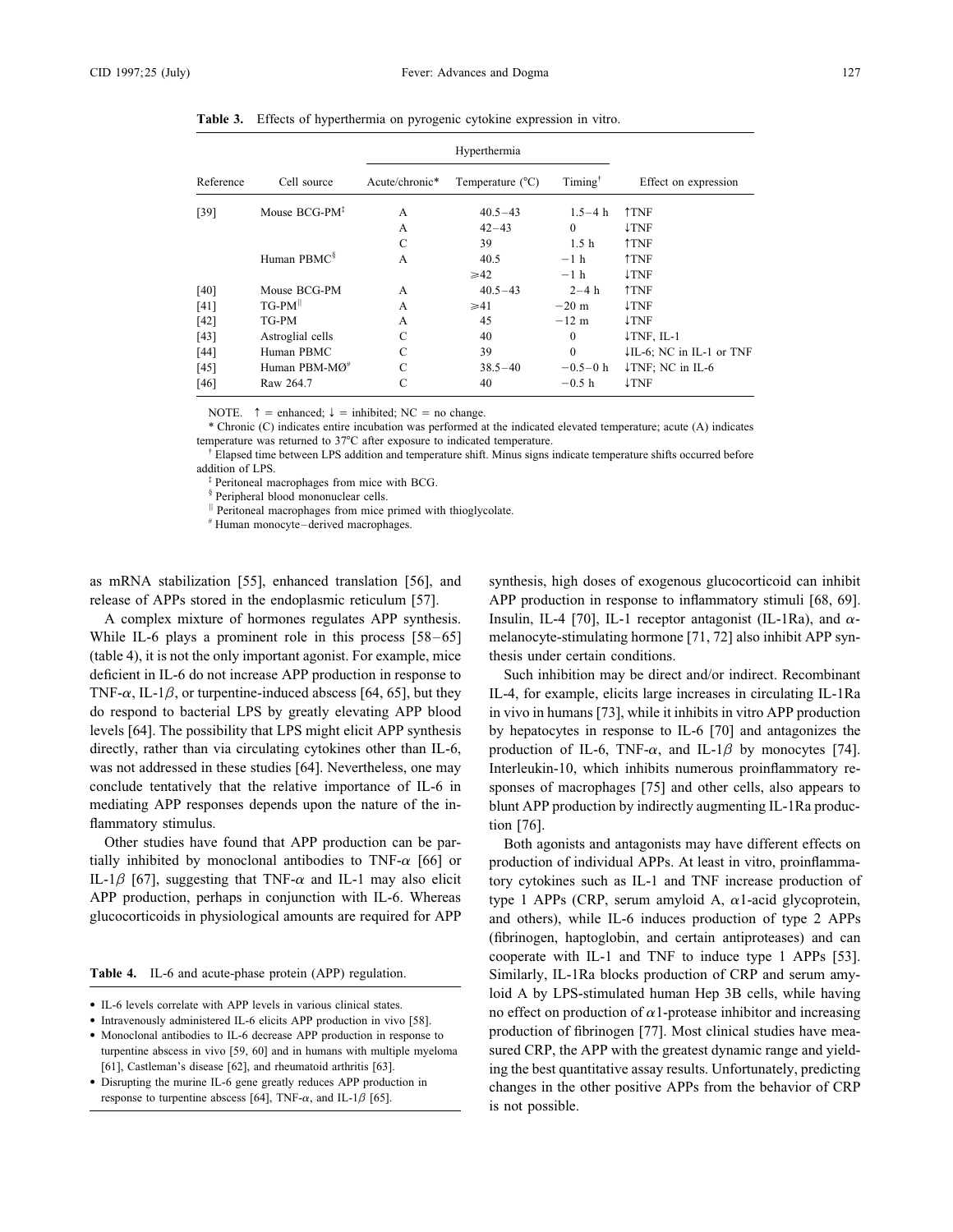**Table 3.** Effects of hyperthermia on pyrogenic cytokine expression in vitro.

| Reference | Cell source | Hyperthermia | | | Effect on expression |
|---|---|---|---|---|---|
| | | Acute/chronic* | Temperature (°C) | Timing† | |
| [39] | Mouse BCG-PM‡ | A | 40.5–43 | 1.5–4 h | ↑TNF |
| | | A | 42–43 | 0 | ↓TNF |
| | | C | 39 | 1.5 h | ↑TNF |
| | Human PBMC§ | A | 40.5 | −1 h | ↑TNF |
| | | | ⩾42 | −1 h | ↓TNF |
| [40] | Mouse BCG-PM | A | 40.5–43 | 2–4 h | ↑TNF |
| [41] | TG-PM‖ | A | ⩾41 | −20 m | ↓TNF |
| [42] | TG-PM | A | 45 | −12 m | ↓TNF |
| [43] | Astroglial cells | C | 40 | 0 | ↓TNF, IL-1 |
| [44] | Human PBMC | C | 39 | 0 | ↓IL-6; NC in IL-1 or TNF |
| [45] | Human PBM-MØ# | C | 38.5–40 | −0.5–0 h | ↓TNF; NC in IL-6 |
| [46] | Raw 264.7 | C | 40 | −0.5 h | ↓TNF |

NOTE. ↑ = enhanced; ↓ = inhibited; NC = no change.

\* Chronic (C) indicates entire incubation was performed at the indicated elevated temperature; acute (A) indicates temperature was returned to 37°C after exposure to indicated temperature.

† Elapsed time between LPS addition and temperature shift. Minus signs indicate temperature shifts occurred before addition of LPS.

‡ Peritoneal macrophages from mice with BCG.

§ Peripheral blood mononuclear cells.

‖ Peritoneal macrophages from mice primed with thioglycolate.

\# Human monocyte–derived macrophages.

as mRNA stabilization [55], enhanced translation [56], and release of APPs stored in the endoplasmic reticulum [57].

A complex mixture of hormones regulates APP synthesis. While IL-6 plays a prominent role in this process [58–65] (table 4), it is not the only important agonist. For example, mice deficient in IL-6 do not increase APP production in response to TNF-$\alpha$, IL-1$\beta$, or turpentine-induced abscess [64, 65], but they do respond to bacterial LPS by greatly elevating APP blood levels [64]. The possibility that LPS might elicit APP synthesis directly, rather than via circulating cytokines other than IL-6, was not addressed in these studies [64]. Nevertheless, one may conclude tentatively that the relative importance of IL-6 in mediating APP responses depends upon the nature of the inflammatory stimulus.

Other studies have found that APP production can be partially inhibited by monoclonal antibodies to TNF-$\alpha$ [66] or IL-1$\beta$ [67], suggesting that TNF-$\alpha$ and IL-1 may also elicit APP production, perhaps in conjunction with IL-6. Whereas glucocorticoids in physiological amounts are required for APP synthesis, high doses of exogenous glucocorticoid can inhibit APP production in response to inflammatory stimuli [68, 69]. Insulin, IL-4 [70], IL-1 receptor antagonist (IL-1Ra), and $\alpha$-melanocyte-stimulating hormone [71, 72] also inhibit APP synthesis under certain conditions.

**Table 4.** IL-6 and acute-phase protein (APP) regulation.

- IL-6 levels correlate with APP levels in various clinical states.
- Intravenously administered IL-6 elicits APP production in vivo [58].
- Monoclonal antibodies to IL-6 decrease APP production in response to turpentine abscess in vivo [59, 60] and in humans with multiple myeloma [61], Castleman's disease [62], and rheumatoid arthritis [63].
- Disrupting the murine IL-6 gene greatly reduces APP production in response to turpentine abscess [64], TNF-$\alpha$, and IL-1$\beta$ [65].

Such inhibition may be direct and/or indirect. Recombinant IL-4, for example, elicits large increases in circulating IL-1Ra in vivo in humans [73], while it inhibits in vitro APP production by hepatocytes in response to IL-6 [70] and antagonizes the production of IL-6, TNF-$\alpha$, and IL-1$\beta$ by monocytes [74]. Interleukin-10, which inhibits numerous proinflammatory responses of macrophages [75] and other cells, also appears to blunt APP production by indirectly augmenting IL-1Ra production [76].

Both agonists and antagonists may have different effects on production of individual APPs. At least in vitro, proinflammatory cytokines such as IL-1 and TNF increase production of type 1 APPs (CRP, serum amyloid A, $\alpha$1-acid glycoprotein, and others), while IL-6 induces production of type 2 APPs (fibrinogen, haptoglobin, and certain antiproteases) and can cooperate with IL-1 and TNF to induce type 1 APPs [53]. Similarly, IL-1Ra blocks production of CRP and serum amyloid A by LPS-stimulated human Hep 3B cells, while having no effect on production of $\alpha$1-protease inhibitor and increasing production of fibrinogen [77]. Most clinical studies have measured CRP, the APP with the greatest dynamic range and yielding the best quantitative assay results. Unfortunately, predicting changes in the other positive APPs from the behavior of CRP is not possible.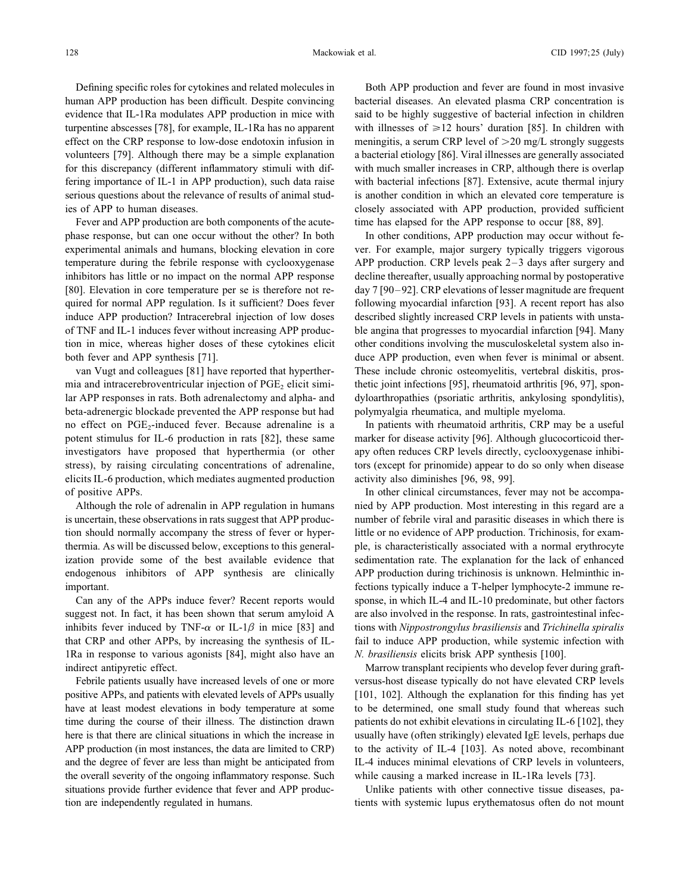Defining specific roles for cytokines and related molecules in human APP production has been difficult. Despite convincing evidence that IL-1Ra modulates APP production in mice with turpentine abscesses [78], for example, IL-1Ra has no apparent effect on the CRP response to low-dose endotoxin infusion in volunteers [79]. Although there may be a simple explanation for this discrepancy (different inflammatory stimuli with differing importance of IL-1 in APP production), such data raise serious questions about the relevance of results of animal studies of APP to human diseases.

Fever and APP production are both components of the acute-phase response, but can one occur without the other? In both experimental animals and humans, blocking elevation in core temperature during the febrile response with cyclooxygenase inhibitors has little or no impact on the normal APP response [80]. Elevation in core temperature per se is therefore not required for normal APP regulation. Is it sufficient? Does fever induce APP production? Intracerebral injection of low doses of TNF and IL-1 induces fever without increasing APP production in mice, whereas higher doses of these cytokines elicit both fever and APP synthesis [71].

van Vugt and colleagues [81] have reported that hyperthermia and intracerebroventricular injection of $PGE_2$ elicit similar APP responses in rats. Both adrenalectomy and alpha- and beta-adrenergic blockade prevented the APP response but had no effect on $PGE_2$-induced fever. Because adrenaline is a potent stimulus for IL-6 production in rats [82], these same investigators have proposed that hyperthermia (or other stress), by raising circulating concentrations of adrenaline, elicits IL-6 production, which mediates augmented production of positive APPs.

Although the role of adrenalin in APP regulation in humans is uncertain, these observations in rats suggest that APP production should normally accompany the stress of fever or hyperthermia. As will be discussed below, exceptions to this generalization provide some of the best available evidence that endogenous inhibitors of APP synthesis are clinically important.

Can any of the APPs induce fever? Recent reports would suggest not. In fact, it has been shown that serum amyloid A inhibits fever induced by TNF-$\alpha$ or IL-1$\beta$ in mice [83] and that CRP and other APPs, by increasing the synthesis of IL-1Ra in response to various agonists [84], might also have an indirect antipyretic effect.

Febrile patients usually have increased levels of one or more positive APPs, and patients with elevated levels of APPs usually have at least modest elevations in body temperature at some time during the course of their illness. The distinction drawn here is that there are clinical situations in which the increase in APP production (in most instances, the data are limited to CRP) and the degree of fever are less than might be anticipated from the overall severity of the ongoing inflammatory response. Such situations provide further evidence that fever and APP production are independently regulated in humans.

Both APP production and fever are found in most invasive bacterial diseases. An elevated plasma CRP concentration is said to be highly suggestive of bacterial infection in children with illnesses of $\geqslant$12 hours' duration [85]. In children with meningitis, a serum CRP level of >20 mg/L strongly suggests a bacterial etiology [86]. Viral illnesses are generally associated with much smaller increases in CRP, although there is overlap with bacterial infections [87]. Extensive, acute thermal injury is another condition in which an elevated core temperature is closely associated with APP production, provided sufficient time has elapsed for the APP response to occur [88, 89].

In other conditions, APP production may occur without fever. For example, major surgery typically triggers vigorous APP production. CRP levels peak 2–3 days after surgery and decline thereafter, usually approaching normal by postoperative day 7 [90–92]. CRP elevations of lesser magnitude are frequent following myocardial infarction [93]. A recent report has also described slightly increased CRP levels in patients with unstable angina that progresses to myocardial infarction [94]. Many other conditions involving the musculoskeletal system also induce APP production, even when fever is minimal or absent. These include chronic osteomyelitis, vertebral diskitis, prosthetic joint infections [95], rheumatoid arthritis [96, 97], spondyloarthropathies (psoriatic arthritis, ankylosing spondylitis), polymyalgia rheumatica, and multiple myeloma.

In patients with rheumatoid arthritis, CRP may be a useful marker for disease activity [96]. Although glucocorticoid therapy often reduces CRP levels directly, cyclooxygenase inhibitors (except for prinomide) appear to do so only when disease activity also diminishes [96, 98, 99].

In other clinical circumstances, fever may not be accompanied by APP production. Most interesting in this regard are a number of febrile viral and parasitic diseases in which there is little or no evidence of APP production. Trichinosis, for example, is characteristically associated with a normal erythrocyte sedimentation rate. The explanation for the lack of enhanced APP production during trichinosis is unknown. Helminthic infections typically induce a T-helper lymphocyte-2 immune response, in which IL-4 and IL-10 predominate, but other factors are also involved in the response. In rats, gastrointestinal infections with *Nippostrongylus brasiliensis* and *Trichinella spiralis* fail to induce APP production, while systemic infection with *N. brasiliensis* elicits brisk APP synthesis [100].

Marrow transplant recipients who develop fever during graft-versus-host disease typically do not have elevated CRP levels [101, 102]. Although the explanation for this finding has yet to be determined, one small study found that whereas such patients do not exhibit elevations in circulating IL-6 [102], they usually have (often strikingly) elevated IgE levels, perhaps due to the activity of IL-4 [103]. As noted above, recombinant IL-4 induces minimal elevations of CRP levels in volunteers, while causing a marked increase in IL-1Ra levels [73].

Unlike patients with other connective tissue diseases, patients with systemic lupus erythematosus often do not mount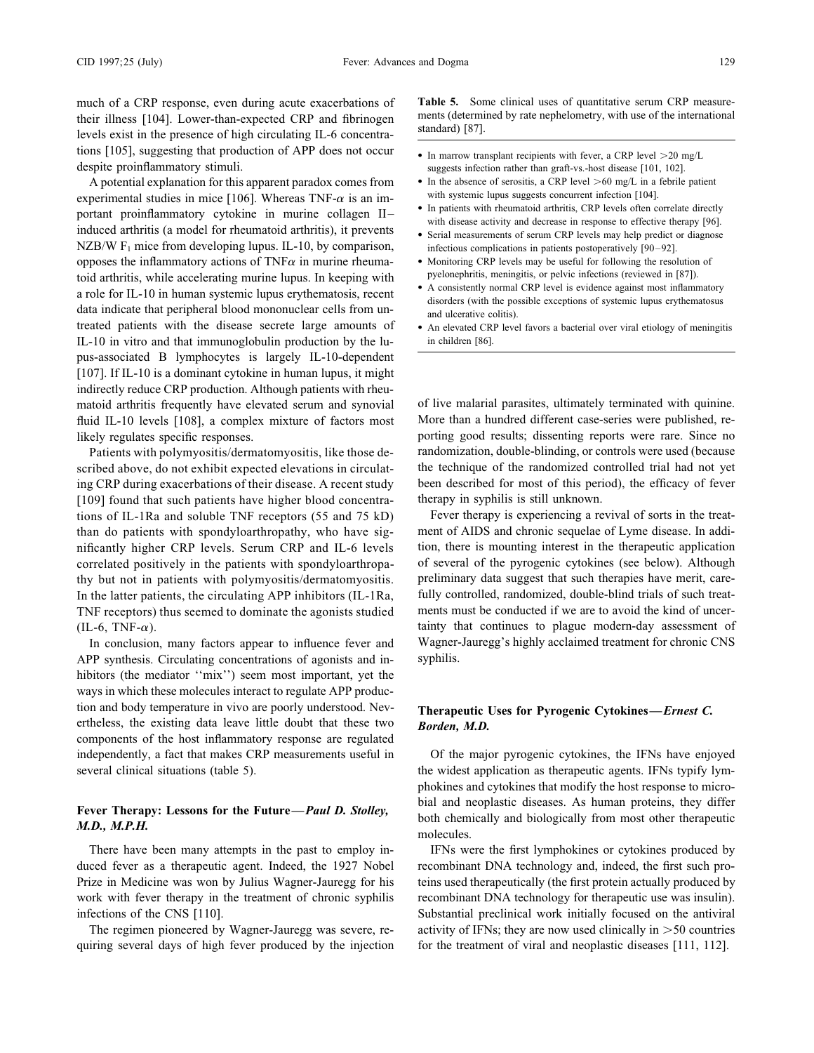much of a CRP response, even during acute exacerbations of their illness [104]. Lower-than-expected CRP and fibrinogen levels exist in the presence of high circulating IL-6 concentrations [105], suggesting that production of APP does not occur despite proinflammatory stimuli.

A potential explanation for this apparent paradox comes from experimental studies in mice [106]. Whereas TNF-$\alpha$ is an important proinflammatory cytokine in murine collagen II–induced arthritis (a model for rheumatoid arthritis), it prevents NZB/W $F_1$ mice from developing lupus. IL-10, by comparison, opposes the inflammatory actions of TNF$\alpha$ in murine rheumatoid arthritis, while accelerating murine lupus. In keeping with a role for IL-10 in human systemic lupus erythematosis, recent data indicate that peripheral blood mononuclear cells from untreated patients with the disease secrete large amounts of IL-10 in vitro and that immunoglobulin production by the lupus-associated B lymphocytes is largely IL-10-dependent [107]. If IL-10 is a dominant cytokine in human lupus, it might indirectly reduce CRP production. Although patients with rheumatoid arthritis frequently have elevated serum and synovial fluid IL-10 levels [108], a complex mixture of factors most likely regulates specific responses.

Patients with polymyositis/dermatomyositis, like those described above, do not exhibit expected elevations in circulating CRP during exacerbations of their disease. A recent study [109] found that such patients have higher blood concentrations of IL-1Ra and soluble TNF receptors (55 and 75 kD) than do patients with spondyloarthropathy, who have significantly higher CRP levels. Serum CRP and IL-6 levels correlated positively in the patients with spondyloarthropathy but not in patients with polymyositis/dermatomyositis. In the latter patients, the circulating APP inhibitors (IL-1Ra, TNF receptors) thus seemed to dominate the agonists studied (IL-6, TNF-$\alpha$).

In conclusion, many factors appear to influence fever and APP synthesis. Circulating concentrations of agonists and inhibitors (the mediator ''mix'') seem most important, yet the ways in which these molecules interact to regulate APP production and body temperature in vivo are poorly understood. Nevertheless, the existing data leave little doubt that these two components of the host inflammatory response are regulated independently, a fact that makes CRP measurements useful in several clinical situations (table 5).

**Table 5.** Some clinical uses of quantitative serum CRP measurements (determined by rate nephelometry, with use of the international standard) [87].

- In marrow transplant recipients with fever, a CRP level >20 mg/L suggests infection rather than graft-vs.-host disease [101, 102].
- In the absence of serositis, a CRP level >60 mg/L in a febrile patient with systemic lupus suggests concurrent infection [104].
- In patients with rheumatoid arthritis, CRP levels often correlate directly with disease activity and decrease in response to effective therapy [96].
- Serial measurements of serum CRP levels may help predict or diagnose infectious complications in patients postoperatively [90–92].
- Monitoring CRP levels may be useful for following the resolution of pyelonephritis, meningitis, or pelvic infections (reviewed in [87]).
- A consistently normal CRP level is evidence against most inflammatory disorders (with the possible exceptions of systemic lupus erythematosus and ulcerative colitis).
- An elevated CRP level favors a bacterial over viral etiology of meningitis in children [86].

## Fever Therapy: Lessons for the Future—*Paul D. Stolley, M.D., M.P.H.*

There have been many attempts in the past to employ induced fever as a therapeutic agent. Indeed, the 1927 Nobel Prize in Medicine was won by Julius Wagner-Jauregg for his work with fever therapy in the treatment of chronic syphilis infections of the CNS [110].

The regimen pioneered by Wagner-Jauregg was severe, requiring several days of high fever produced by the injection of live malarial parasites, ultimately terminated with quinine. More than a hundred different case-series were published, reporting good results; dissenting reports were rare. Since no randomization, double-blinding, or controls were used (because the technique of the randomized controlled trial had not yet been described for most of this period), the efficacy of fever therapy in syphilis is still unknown.

Fever therapy is experiencing a revival of sorts in the treatment of AIDS and chronic sequelae of Lyme disease. In addition, there is mounting interest in the therapeutic application of several of the pyrogenic cytokines (see below). Although preliminary data suggest that such therapies have merit, carefully controlled, randomized, double-blind trials of such treatments must be conducted if we are to avoid the kind of uncertainty that continues to plague modern-day assessment of Wagner-Jauregg's highly acclaimed treatment for chronic CNS syphilis.

## Therapeutic Uses for Pyrogenic Cytokines—*Ernest C. Borden, M.D.*

Of the major pyrogenic cytokines, the IFNs have enjoyed the widest application as therapeutic agents. IFNs typify lymphokines and cytokines that modify the host response to microbial and neoplastic diseases. As human proteins, they differ both chemically and biologically from most other therapeutic molecules.

IFNs were the first lymphokines or cytokines produced by recombinant DNA technology and, indeed, the first such proteins used therapeutically (the first protein actually produced by recombinant DNA technology for therapeutic use was insulin). Substantial preclinical work initially focused on the antiviral activity of IFNs; they are now used clinically in >50 countries for the treatment of viral and neoplastic diseases [111, 112].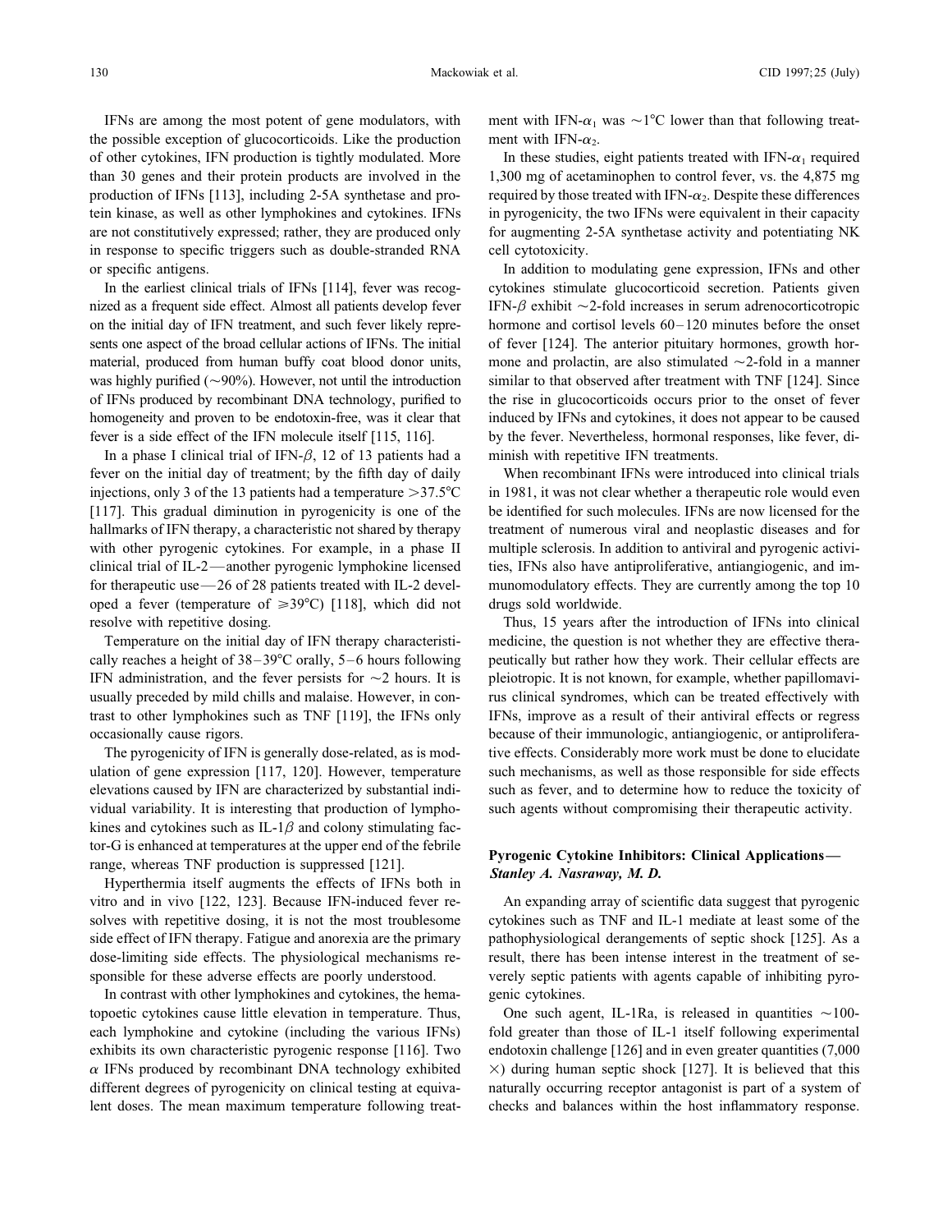IFNs are among the most potent of gene modulators, with the possible exception of glucocorticoids. Like the production of other cytokines, IFN production is tightly modulated. More than 30 genes and their protein products are involved in the production of IFNs [113], including 2-5A synthetase and protein kinase, as well as other lymphokines and cytokines. IFNs are not constitutively expressed; rather, they are produced only in response to specific triggers such as double-stranded RNA or specific antigens.

In the earliest clinical trials of IFNs [114], fever was recognized as a frequent side effect. Almost all patients develop fever on the initial day of IFN treatment, and such fever likely represents one aspect of the broad cellular actions of IFNs. The initial material, produced from human buffy coat blood donor units, was highly purified (~90%). However, not until the introduction of IFNs produced by recombinant DNA technology, purified to homogeneity and proven to be endotoxin-free, was it clear that fever is a side effect of the IFN molecule itself [115, 116].

In a phase I clinical trial of IFN-$\beta$, 12 of 13 patients had a fever on the initial day of treatment; by the fifth day of daily injections, only 3 of the 13 patients had a temperature >37.5°C [117]. This gradual diminution in pyrogenicity is one of the hallmarks of IFN therapy, a characteristic not shared by therapy with other pyrogenic cytokines. For example, in a phase II clinical trial of IL-2—another pyrogenic lymphokine licensed for therapeutic use—26 of 28 patients treated with IL-2 developed a fever (temperature of ≥39°C) [118], which did not resolve with repetitive dosing.

Temperature on the initial day of IFN therapy characteristically reaches a height of 38–39°C orally, 5–6 hours following IFN administration, and the fever persists for ~2 hours. It is usually preceded by mild chills and malaise. However, in contrast to other lymphokines such as TNF [119], the IFNs only occasionally cause rigors.

The pyrogenicity of IFN is generally dose-related, as is modulation of gene expression [117, 120]. However, temperature elevations caused by IFN are characterized by substantial individual variability. It is interesting that production of lymphokines and cytokines such as IL-1$\beta$ and colony stimulating factor-G is enhanced at temperatures at the upper end of the febrile range, whereas TNF production is suppressed [121].

Hyperthermia itself augments the effects of IFNs both in vitro and in vivo [122, 123]. Because IFN-induced fever resolves with repetitive dosing, it is not the most troublesome side effect of IFN therapy. Fatigue and anorexia are the primary dose-limiting side effects. The physiological mechanisms responsible for these adverse effects are poorly understood.

In contrast with other lymphokines and cytokines, the hematopoetic cytokines cause little elevation in temperature. Thus, each lymphokine and cytokine (including the various IFNs) exhibits its own characteristic pyrogenic response [116]. Two $\alpha$ IFNs produced by recombinant DNA technology exhibited different degrees of pyrogenicity on clinical testing at equivalent doses. The mean maximum temperature following treatment with IFN-$\alpha_1$ was ~1°C lower than that following treatment with IFN-$\alpha_2$.

In these studies, eight patients treated with IFN-$\alpha_1$ required 1,300 mg of acetaminophen to control fever, vs. the 4,875 mg required by those treated with IFN-$\alpha_2$. Despite these differences in pyrogenicity, the two IFNs were equivalent in their capacity for augmenting 2-5A synthetase activity and potentiating NK cell cytotoxicity.

In addition to modulating gene expression, IFNs and other cytokines stimulate glucocorticoid secretion. Patients given IFN-$\beta$ exhibit ~2-fold increases in serum adrenocorticotropic hormone and cortisol levels 60–120 minutes before the onset of fever [124]. The anterior pituitary hormones, growth hormone and prolactin, are also stimulated ~2-fold in a manner similar to that observed after treatment with TNF [124]. Since the rise in glucocorticoids occurs prior to the onset of fever induced by IFNs and cytokines, it does not appear to be caused by the fever. Nevertheless, hormonal responses, like fever, diminish with repetitive IFN treatments.

When recombinant IFNs were introduced into clinical trials in 1981, it was not clear whether a therapeutic role would even be identified for such molecules. IFNs are now licensed for the treatment of numerous viral and neoplastic diseases and for multiple sclerosis. In addition to antiviral and pyrogenic activities, IFNs also have antiproliferative, antiangiogenic, and immunomodulatory effects. They are currently among the top 10 drugs sold worldwide.

Thus, 15 years after the introduction of IFNs into clinical medicine, the question is not whether they are effective therapeutically but rather how they work. Their cellular effects are pleiotropic. It is not known, for example, whether papillomavirus clinical syndromes, which can be treated effectively with IFNs, improve as a result of their antiviral effects or regress because of their immunologic, antiangiogenic, or antiproliferative effects. Considerably more work must be done to elucidate such mechanisms, as well as those responsible for side effects such as fever, and to determine how to reduce the toxicity of such agents without compromising their therapeutic activity.

### Pyrogenic Cytokine Inhibitors: Clinical Applications—*Stanley A. Nasraway, M. D.*

An expanding array of scientific data suggest that pyrogenic cytokines such as TNF and IL-1 mediate at least some of the pathophysiological derangements of septic shock [125]. As a result, there has been intense interest in the treatment of severely septic patients with agents capable of inhibiting pyrogenic cytokines.

One such agent, IL-1Ra, is released in quantities ~100-fold greater than those of IL-1 itself following experimental endotoxin challenge [126] and in even greater quantities (7,000 ×) during human septic shock [127]. It is believed that this naturally occurring receptor antagonist is part of a system of checks and balances within the host inflammatory response.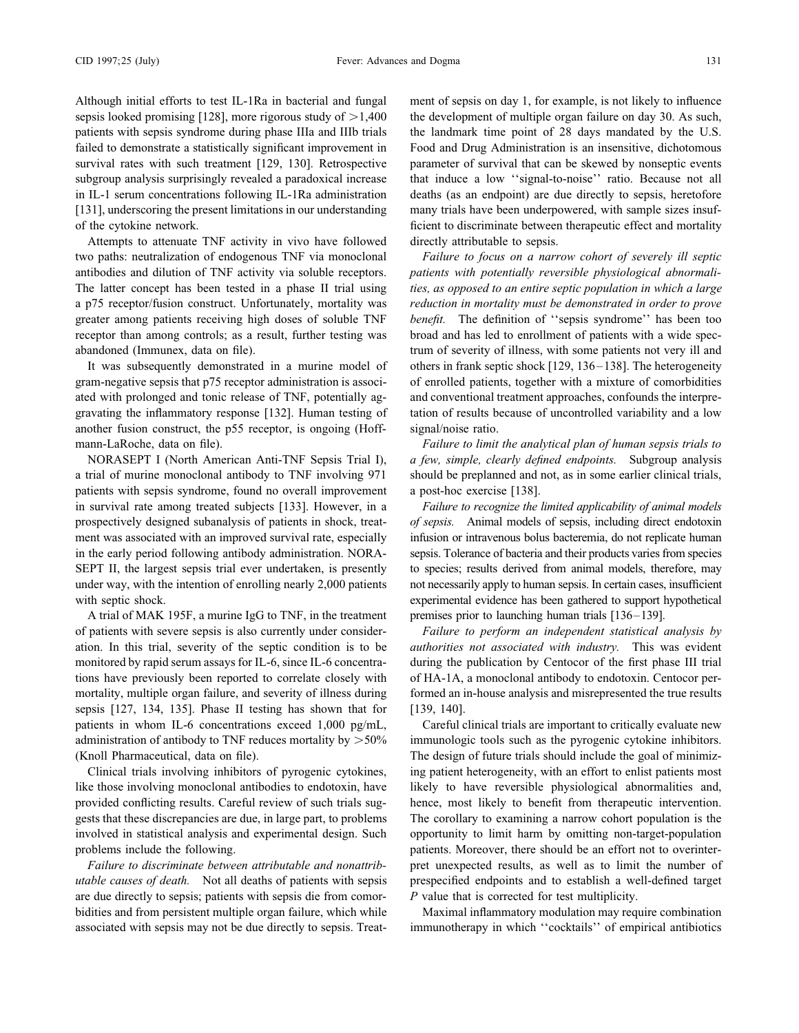Although initial efforts to test IL-1Ra in bacterial and fungal sepsis looked promising [128], more rigorous study of >1,400 patients with sepsis syndrome during phase IIIa and IIIb trials failed to demonstrate a statistically significant improvement in survival rates with such treatment [129, 130]. Retrospective subgroup analysis surprisingly revealed a paradoxical increase in IL-1 serum concentrations following IL-1Ra administration [131], underscoring the present limitations in our understanding of the cytokine network.

Attempts to attenuate TNF activity in vivo have followed two paths: neutralization of endogenous TNF via monoclonal antibodies and dilution of TNF activity via soluble receptors. The latter concept has been tested in a phase II trial using a p75 receptor/fusion construct. Unfortunately, mortality was greater among patients receiving high doses of soluble TNF receptor than among controls; as a result, further testing was abandoned (Immunex, data on file).

It was subsequently demonstrated in a murine model of gram-negative sepsis that p75 receptor administration is associated with prolonged and tonic release of TNF, potentially aggravating the inflammatory response [132]. Human testing of another fusion construct, the p55 receptor, is ongoing (Hoffmann-LaRoche, data on file).

NORASEPT I (North American Anti-TNF Sepsis Trial I), a trial of murine monoclonal antibody to TNF involving 971 patients with sepsis syndrome, found no overall improvement in survival rate among treated subjects [133]. However, in a prospectively designed subanalysis of patients in shock, treatment was associated with an improved survival rate, especially in the early period following antibody administration. NORASEPT II, the largest sepsis trial ever undertaken, is presently under way, with the intention of enrolling nearly 2,000 patients with septic shock.

A trial of MAK 195F, a murine IgG to TNF, in the treatment of patients with severe sepsis is also currently under consideration. In this trial, severity of the septic condition is to be monitored by rapid serum assays for IL-6, since IL-6 concentrations have previously been reported to correlate closely with mortality, multiple organ failure, and severity of illness during sepsis [127, 134, 135]. Phase II testing has shown that for patients in whom IL-6 concentrations exceed 1,000 pg/mL, administration of antibody to TNF reduces mortality by >50% (Knoll Pharmaceutical, data on file).

Clinical trials involving inhibitors of pyrogenic cytokines, like those involving monoclonal antibodies to endotoxin, have provided conflicting results. Careful review of such trials suggests that these discrepancies are due, in large part, to problems involved in statistical analysis and experimental design. Such problems include the following.

*Failure to discriminate between attributable and nonattributable causes of death.* Not all deaths of patients with sepsis are due directly to sepsis; patients with sepsis die from comorbidities and from persistent multiple organ failure, which while associated with sepsis may not be due directly to sepsis. Treatment of sepsis on day 1, for example, is not likely to influence the development of multiple organ failure on day 30. As such, the landmark time point of 28 days mandated by the U.S. Food and Drug Administration is an insensitive, dichotomous parameter of survival that can be skewed by nonseptic events that induce a low ''signal-to-noise'' ratio. Because not all deaths (as an endpoint) are due directly to sepsis, heretofore many trials have been underpowered, with sample sizes insufficient to discriminate between therapeutic effect and mortality directly attributable to sepsis.

*Failure to focus on a narrow cohort of severely ill septic patients with potentially reversible physiological abnormalities, as opposed to an entire septic population in which a large reduction in mortality must be demonstrated in order to prove benefit.* The definition of ''sepsis syndrome'' has been too broad and has led to enrollment of patients with a wide spectrum of severity of illness, with some patients not very ill and others in frank septic shock [129, 136–138]. The heterogeneity of enrolled patients, together with a mixture of comorbidities and conventional treatment approaches, confounds the interpretation of results because of uncontrolled variability and a low signal/noise ratio.

*Failure to limit the analytical plan of human sepsis trials to a few, simple, clearly defined endpoints.* Subgroup analysis should be preplanned and not, as in some earlier clinical trials, a post-hoc exercise [138].

*Failure to recognize the limited applicability of animal models of sepsis.* Animal models of sepsis, including direct endotoxin infusion or intravenous bolus bacteremia, do not replicate human sepsis. Tolerance of bacteria and their products varies from species to species; results derived from animal models, therefore, may not necessarily apply to human sepsis. In certain cases, insufficient experimental evidence has been gathered to support hypothetical premises prior to launching human trials [136–139].

*Failure to perform an independent statistical analysis by authorities not associated with industry.* This was evident during the publication by Centocor of the first phase III trial of HA-1A, a monoclonal antibody to endotoxin. Centocor performed an in-house analysis and misrepresented the true results [139, 140].

Careful clinical trials are important to critically evaluate new immunologic tools such as the pyrogenic cytokine inhibitors. The design of future trials should include the goal of minimizing patient heterogeneity, with an effort to enlist patients most likely to have reversible physiological abnormalities and, hence, most likely to benefit from therapeutic intervention. The corollary to examining a narrow cohort population is the opportunity to limit harm by omitting non-target-population patients. Moreover, there should be an effort not to overinterpret unexpected results, as well as to limit the number of prespecified endpoints and to establish a well-defined target *P* value that is corrected for test multiplicity.

Maximal inflammatory modulation may require combination immunotherapy in which ''cocktails'' of empirical antibiotics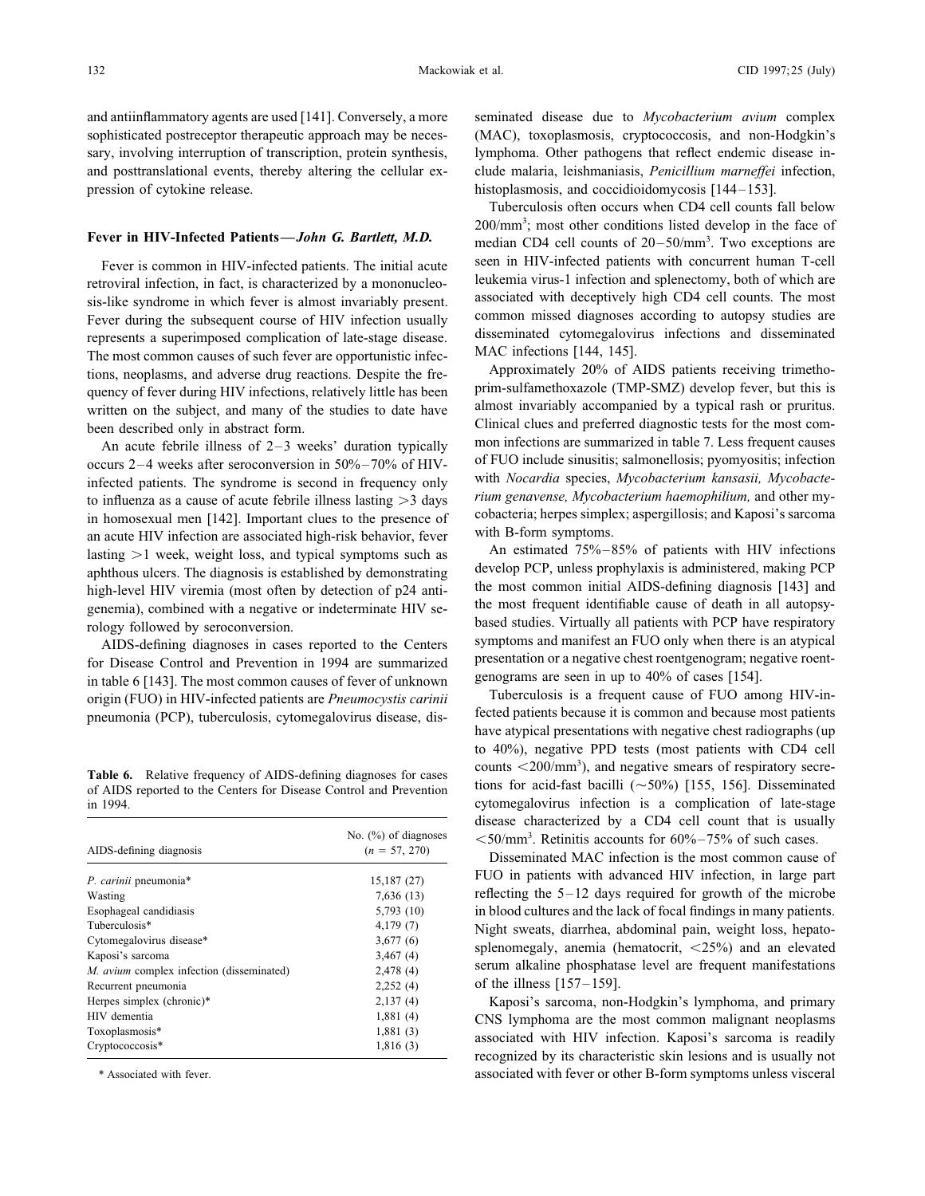and antiinflammatory agents are used [141]. Conversely, a more sophisticated postreceptor therapeutic approach may be necessary, involving interruption of transcription, protein synthesis, and posttranslational events, thereby altering the cellular expression of cytokine release.

### Fever in HIV-Infected Patients—*John G. Bartlett, M.D.*

Fever is common in HIV-infected patients. The initial acute retroviral infection, in fact, is characterized by a mononucleosis-like syndrome in which fever is almost invariably present. Fever during the subsequent course of HIV infection usually represents a superimposed complication of late-stage disease. The most common causes of such fever are opportunistic infections, neoplasms, and adverse drug reactions. Despite the frequency of fever during HIV infections, relatively little has been written on the subject, and many of the studies to date have been described only in abstract form.

An acute febrile illness of 2–3 weeks' duration typically occurs 2–4 weeks after seroconversion in 50%–70% of HIV-infected patients. The syndrome is second in frequency only to influenza as a cause of acute febrile illness lasting >3 days in homosexual men [142]. Important clues to the presence of an acute HIV infection are associated high-risk behavior, fever lasting >1 week, weight loss, and typical symptoms such as aphthous ulcers. The diagnosis is established by demonstrating high-level HIV viremia (most often by detection of p24 antigenemia), combined with a negative or indeterminate HIV serology followed by seroconversion.

AIDS-defining diagnoses in cases reported to the Centers for Disease Control and Prevention in 1994 are summarized in table 6 [143]. The most common causes of fever of unknown origin (FUO) in HIV-infected patients are *Pneumocystis carinii* pneumonia (PCP), tuberculosis, cytomegalovirus disease, disseminated disease due to *Mycobacterium avium* complex (MAC), toxoplasmosis, cryptococcosis, and non-Hodgkin's lymphoma. Other pathogens that reflect endemic disease include malaria, leishmaniasis, *Penicillium marneffei* infection, histoplasmosis, and coccidioidomycosis [144–153].

**Table 6.** Relative frequency of AIDS-defining diagnoses for cases of AIDS reported to the Centers for Disease Control and Prevention in 1994.

| AIDS-defining diagnosis | No. (%) of diagnoses ($n$ = 57, 270) |
|---|---|
| *P. carinii* pneumonia* | 15,187 (27) |
| Wasting | 7,636 (13) |
| Esophageal candidiasis | 5,793 (10) |
| Tuberculosis* | 4,179 (7) |
| Cytomegalovirus disease* | 3,677 (6) |
| Kaposi's sarcoma | 3,467 (4) |
| *M. avium* complex infection (disseminated) | 2,478 (4) |
| Recurrent pneumonia | 2,252 (4) |
| Herpes simplex (chronic)* | 2,137 (4) |
| HIV dementia | 1,881 (4) |
| Toxoplasmosis* | 1,881 (3) |
| Cryptococcosis* | 1,816 (3) |

\* Associated with fever.

Tuberculosis often occurs when CD4 cell counts fall below 200/mm$^3$; most other conditions listed develop in the face of median CD4 cell counts of 20–50/mm$^3$. Two exceptions are seen in HIV-infected patients with concurrent human T-cell leukemia virus-1 infection and splenectomy, both of which are associated with deceptively high CD4 cell counts. The most common missed diagnoses according to autopsy studies are disseminated cytomegalovirus infections and disseminated MAC infections [144, 145].

Approximately 20% of AIDS patients receiving trimethoprim-sulfamethoxazole (TMP-SMZ) develop fever, but this is almost invariably accompanied by a typical rash or pruritus. Clinical clues and preferred diagnostic tests for the most common infections are summarized in table 7. Less frequent causes of FUO include sinusitis; salmonellosis; pyomyositis; infection with *Nocardia* species, *Mycobacterium kansasii, Mycobacterium genavense, Mycobacterium haemophilium,* and other mycobacteria; herpes simplex; aspergillosis; and Kaposi's sarcoma with B-form symptoms.

An estimated 75%–85% of patients with HIV infections develop PCP, unless prophylaxis is administered, making PCP the most common initial AIDS-defining diagnosis [143] and the most frequent identifiable cause of death in all autopsy-based studies. Virtually all patients with PCP have respiratory symptoms and manifest an FUO only when there is an atypical presentation or a negative chest roentgenogram; negative roentgenograms are seen in up to 40% of cases [154].

Tuberculosis is a frequent cause of FUO among HIV-infected patients because it is common and because most patients have atypical presentations with negative chest radiographs (up to 40%), negative PPD tests (most patients with CD4 cell counts <200/mm$^3$), and negative smears of respiratory secretions for acid-fast bacilli (~50%) [155, 156]. Disseminated cytomegalovirus infection is a complication of late-stage disease characterized by a CD4 cell count that is usually <50/mm$^3$. Retinitis accounts for 60%–75% of such cases.

Disseminated MAC infection is the most common cause of FUO in patients with advanced HIV infection, in large part reflecting the 5–12 days required for growth of the microbe in blood cultures and the lack of focal findings in many patients. Night sweats, diarrhea, abdominal pain, weight loss, hepatosplenomegaly, anemia (hematocrit, <25%) and an elevated serum alkaline phosphatase level are frequent manifestations of the illness [157–159].

Kaposi's sarcoma, non-Hodgkin's lymphoma, and primary CNS lymphoma are the most common malignant neoplasms associated with HIV infection. Kaposi's sarcoma is readily recognized by its characteristic skin lesions and is usually not associated with fever or other B-form symptoms unless visceral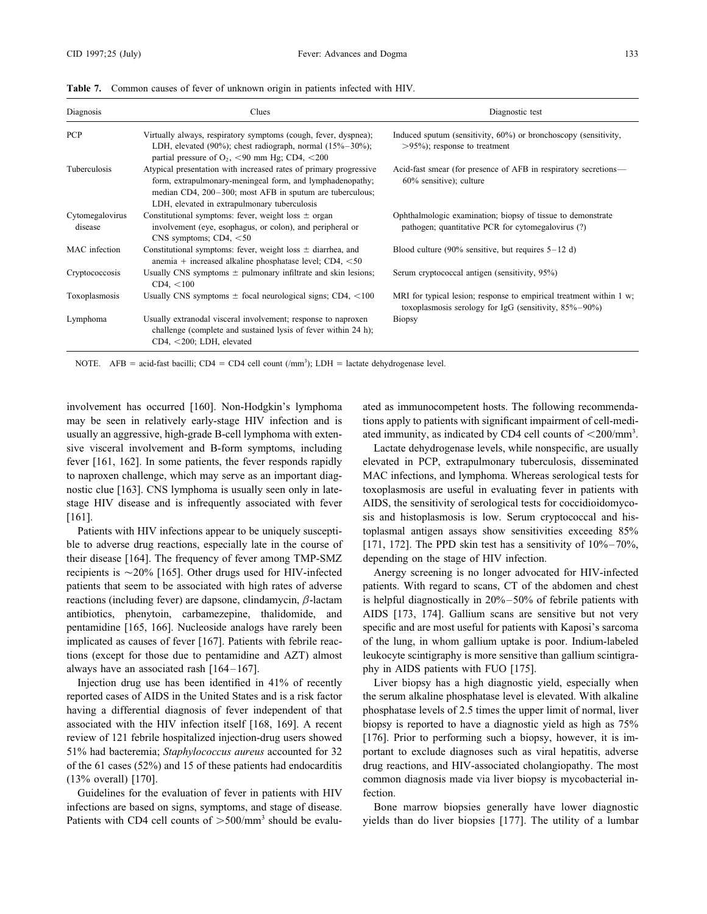**Table 7.** Common causes of fever of unknown origin in patients infected with HIV.

| Diagnosis | Clues | Diagnostic test |
|---|---|---|
| PCP | Virtually always, respiratory symptoms (cough, fever, dyspnea); LDH, elevated (90%); chest radiograph, normal (15%–30%); partial pressure of $O_2$, <90 mm Hg; CD4, <200 | Induced sputum (sensitivity, 60%) or bronchoscopy (sensitivity, >95%); response to treatment |
| Tuberculosis | Atypical presentation with increased rates of primary progressive form, extrapulmonary-meningeal form, and lymphadenopathy; median CD4, 200–300; most AFB in sputum are tuberculous; LDH, elevated in extrapulmonary tuberculosis | Acid-fast smear (for presence of AFB in respiratory secretions—60% sensitive); culture |
| Cytomegalovirus disease | Constitutional symptoms: fever, weight loss ± organ involvement (eye, esophagus, or colon), and peripheral or CNS symptoms; CD4, <50 | Ophthalmologic examination; biopsy of tissue to demonstrate pathogen; quantitative PCR for cytomegalovirus (?) |
| MAC infection | Constitutional symptoms: fever, weight loss ± diarrhea, and anemia + increased alkaline phosphatase level; CD4, <50 | Blood culture (90% sensitive, but requires 5–12 d) |
| Cryptococcosis | Usually CNS symptoms ± pulmonary infiltrate and skin lesions; CD4, <100 | Serum cryptococcal antigen (sensitivity, 95%) |
| Toxoplasmosis | Usually CNS symptoms ± focal neurological signs; CD4, <100 | MRI for typical lesion; response to empirical treatment within 1 w; toxoplasmosis serology for IgG (sensitivity, 85%–90%) |
| Lymphoma | Usually extranodal visceral involvement; response to naproxen challenge (complete and sustained lysis of fever within 24 h); CD4, <200; LDH, elevated | Biopsy |

NOTE. AFB = acid-fast bacilli; CD4 = CD4 cell count (/mm$^3$); LDH = lactate dehydrogenase level.

involvement has occurred [160]. Non-Hodgkin's lymphoma may be seen in relatively early-stage HIV infection and is usually an aggressive, high-grade B-cell lymphoma with extensive visceral involvement and B-form symptoms, including fever [161, 162]. In some patients, the fever responds rapidly to naproxen challenge, which may serve as an important diagnostic clue [163]. CNS lymphoma is usually seen only in late-stage HIV disease and is infrequently associated with fever [161].

Patients with HIV infections appear to be uniquely susceptible to adverse drug reactions, especially late in the course of their disease [164]. The frequency of fever among TMP-SMZ recipients is ∼20% [165]. Other drugs used for HIV-infected patients that seem to be associated with high rates of adverse reactions (including fever) are dapsone, clindamycin, β-lactam antibiotics, phenytoin, carbamezepine, thalidomide, and pentamidine [165, 166]. Nucleoside analogs have rarely been implicated as causes of fever [167]. Patients with febrile reactions (except for those due to pentamidine and AZT) almost always have an associated rash [164–167].

Injection drug use has been identified in 41% of recently reported cases of AIDS in the United States and is a risk factor having a differential diagnosis of fever independent of that associated with the HIV infection itself [168, 169]. A recent review of 121 febrile hospitalized injection-drug users showed 51% had bacteremia; *Staphylococcus aureus* accounted for 32 of the 61 cases (52%) and 15 of these patients had endocarditis (13% overall) [170].

Guidelines for the evaluation of fever in patients with HIV infections are based on signs, symptoms, and stage of disease. Patients with CD4 cell counts of >500/mm$^3$ should be evaluated as immunocompetent hosts. The following recommendations apply to patients with significant impairment of cell-mediated immunity, as indicated by CD4 cell counts of <200/mm$^3$.

Lactate dehydrogenase levels, while nonspecific, are usually elevated in PCP, extrapulmonary tuberculosis, disseminated MAC infections, and lymphoma. Whereas serological tests for toxoplasmosis are useful in evaluating fever in patients with AIDS, the sensitivity of serological tests for coccidioidomycosis and histoplasmosis is low. Serum cryptococcal and histoplasmal antigen assays show sensitivities exceeding 85% [171, 172]. The PPD skin test has a sensitivity of 10%–70%, depending on the stage of HIV infection.

Anergy screening is no longer advocated for HIV-infected patients. With regard to scans, CT of the abdomen and chest is helpful diagnostically in 20%–50% of febrile patients with AIDS [173, 174]. Gallium scans are sensitive but not very specific and are most useful for patients with Kaposi's sarcoma of the lung, in whom gallium uptake is poor. Indium-labeled leukocyte scintigraphy is more sensitive than gallium scintigraphy in AIDS patients with FUO [175].

Liver biopsy has a high diagnostic yield, especially when the serum alkaline phosphatase level is elevated. With alkaline phosphatase levels of 2.5 times the upper limit of normal, liver biopsy is reported to have a diagnostic yield as high as 75% [176]. Prior to performing such a biopsy, however, it is important to exclude diagnoses such as viral hepatitis, adverse drug reactions, and HIV-associated cholangiopathy. The most common diagnosis made via liver biopsy is mycobacterial infection.

Bone marrow biopsies generally have lower diagnostic yields than do liver biopsies [177]. The utility of a lumbar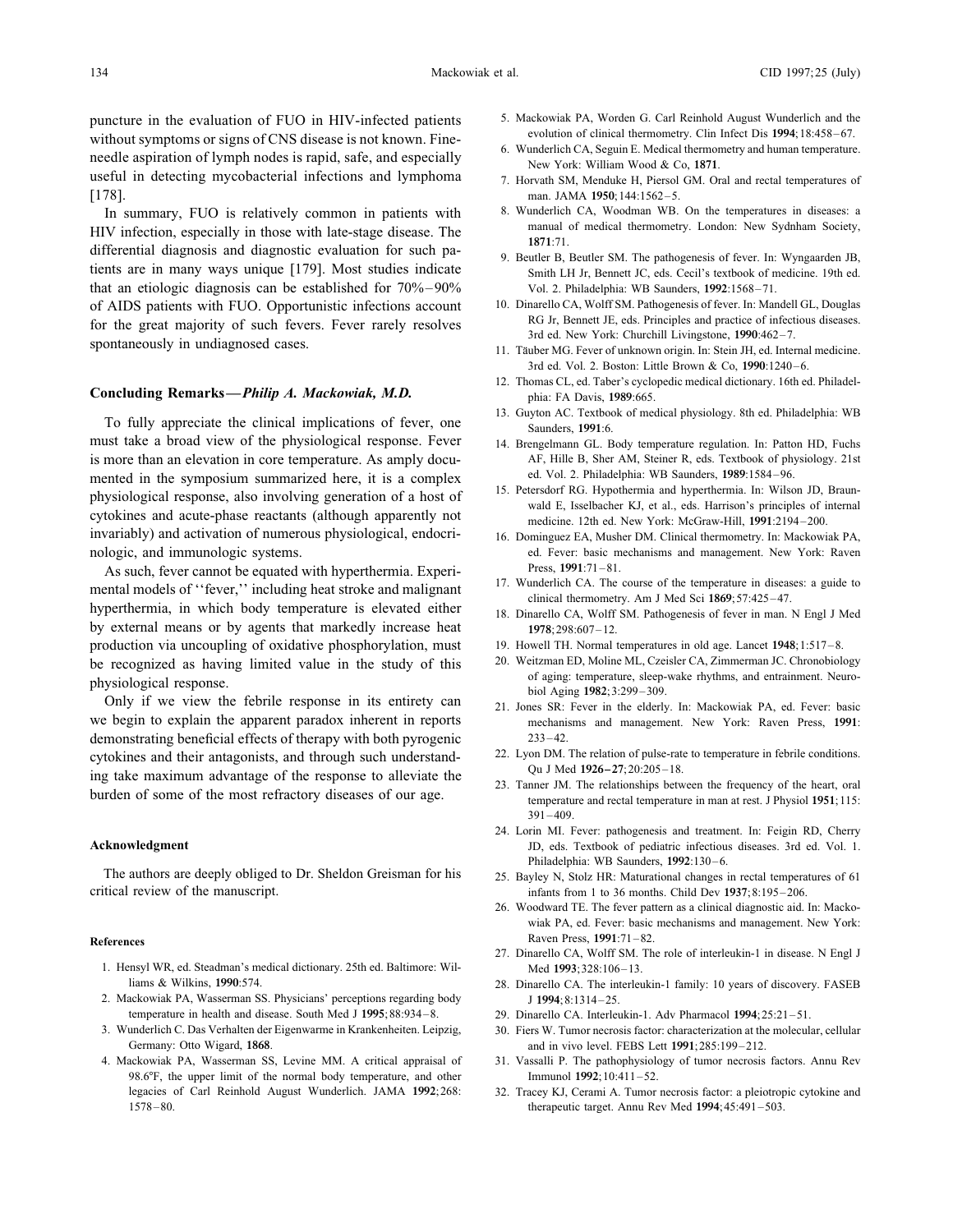puncture in the evaluation of FUO in HIV-infected patients without symptoms or signs of CNS disease is not known. Fine-needle aspiration of lymph nodes is rapid, safe, and especially useful in detecting mycobacterial infections and lymphoma [178].

In summary, FUO is relatively common in patients with HIV infection, especially in those with late-stage disease. The differential diagnosis and diagnostic evaluation for such patients are in many ways unique [179]. Most studies indicate that an etiologic diagnosis can be established for 70%–90% of AIDS patients with FUO. Opportunistic infections account for the great majority of such fevers. Fever rarely resolves spontaneously in undiagnosed cases.

## Concluding Remarks—*Philip A. Mackowiak, M.D.*

To fully appreciate the clinical implications of fever, one must take a broad view of the physiological response. Fever is more than an elevation in core temperature. As amply documented in the symposium summarized here, it is a complex physiological response, also involving generation of a host of cytokines and acute-phase reactants (although apparently not invariably) and activation of numerous physiological, endocrinologic, and immunologic systems.

As such, fever cannot be equated with hyperthermia. Experimental models of ''fever,'' including heat stroke and malignant hyperthermia, in which body temperature is elevated either by external means or by agents that markedly increase heat production via uncoupling of oxidative phosphorylation, must be recognized as having limited value in the study of this physiological response.

Only if we view the febrile response in its entirety can we begin to explain the apparent paradox inherent in reports demonstrating beneficial effects of therapy with both pyrogenic cytokines and their antagonists, and through such understanding take maximum advantage of the response to alleviate the burden of some of the most refractory diseases of our age.

## Acknowledgment

The authors are deeply obliged to Dr. Sheldon Greisman for his critical review of the manuscript.

## References

1. Hensyl WR, ed. Steadman's medical dictionary. 25th ed. Baltimore: Williams & Wilkins, **1990**:574.
2. Mackowiak PA, Wasserman SS. Physicians' perceptions regarding body temperature in health and disease. South Med J **1995**;88:934–8.
3. Wunderlich C. Das Verhalten der Eigenwarme in Krankenheiten. Leipzig, Germany: Otto Wigard, **1868**.
4. Mackowiak PA, Wasserman SS, Levine MM. A critical appraisal of 98.6°F, the upper limit of the normal body temperature, and other legacies of Carl Reinhold August Wunderlich. JAMA **1992**;268: 1578–80.
5. Mackowiak PA, Worden G. Carl Reinhold August Wunderlich and the evolution of clinical thermometry. Clin Infect Dis **1994**;18:458–67.
6. Wunderlich CA, Seguin E. Medical thermometry and human temperature. New York: William Wood & Co, **1871**.
7. Horvath SM, Menduke H, Piersol GM. Oral and rectal temperatures of man. JAMA **1950**;144:1562–5.
8. Wunderlich CA, Woodman WB. On the temperatures in diseases: a manual of medical thermometry. London: New Sydnham Society, **1871**:71.
9. Beutler B, Beutler SM. The pathogenesis of fever. In: Wyngaarden JB, Smith LH Jr, Bennett JC, eds. Cecil's textbook of medicine. 19th ed. Vol. 2. Philadelphia: WB Saunders, **1992**:1568–71.
10. Dinarello CA, Wolff SM. Pathogenesis of fever. In: Mandell GL, Douglas RG Jr, Bennett JE, eds. Principles and practice of infectious diseases. 3rd ed. New York: Churchill Livingstone, **1990**:462–7.
11. Täuber MG. Fever of unknown origin. In: Stein JH, ed. Internal medicine. 3rd ed. Vol. 2. Boston: Little Brown & Co, **1990**:1240–6.
12. Thomas CL, ed. Taber's cyclopedic medical dictionary. 16th ed. Philadelphia: FA Davis, **1989**:665.
13. Guyton AC. Textbook of medical physiology. 8th ed. Philadelphia: WB Saunders, **1991**:6.
14. Brengelmann GL. Body temperature regulation. In: Patton HD, Fuchs AF, Hille B, Sher AM, Steiner R, eds. Textbook of physiology. 21st ed. Vol. 2. Philadelphia: WB Saunders, **1989**:1584–96.
15. Petersdorf RG. Hypothermia and hyperthermia. In: Wilson JD, Braunwald E, Isselbacher KJ, et al., eds. Harrison's principles of internal medicine. 12th ed. New York: McGraw-Hill, **1991**:2194–200.
16. Dominguez EA, Musher DM. Clinical thermometry. In: Mackowiak PA, ed. Fever: basic mechanisms and management. New York: Raven Press, **1991**:71–81.
17. Wunderlich CA. The course of the temperature in diseases: a guide to clinical thermometry. Am J Med Sci **1869**;57:425–47.
18. Dinarello CA, Wolff SM. Pathogenesis of fever in man. N Engl J Med **1978**;298:607–12.
19. Howell TH. Normal temperatures in old age. Lancet **1948**;1:517–8.
20. Weitzman ED, Moline ML, Czeisler CA, Zimmerman JC. Chronobiology of aging: temperature, sleep-wake rhythms, and entrainment. Neurobiol Aging **1982**;3:299–309.
21. Jones SR: Fever in the elderly. In: Mackowiak PA, ed. Fever: basic mechanisms and management. New York: Raven Press, **1991**: 233–42.
22. Lyon DM. The relation of pulse-rate to temperature in febrile conditions. Qu J Med **1926–27**;20:205–18.
23. Tanner JM. The relationships between the frequency of the heart, oral temperature and rectal temperature in man at rest. J Physiol **1951**;115: 391–409.
24. Lorin MI. Fever: pathogenesis and treatment. In: Feigin RD, Cherry JD, eds. Textbook of pediatric infectious diseases. 3rd ed. Vol. 1. Philadelphia: WB Saunders, **1992**:130–6.
25. Bayley N, Stolz HR: Maturational changes in rectal temperatures of 61 infants from 1 to 36 months. Child Dev **1937**;8:195–206.
26. Woodward TE. The fever pattern as a clinical diagnostic aid. In: Mackowiak PA, ed. Fever: basic mechanisms and management. New York: Raven Press, **1991**:71–82.
27. Dinarello CA, Wolff SM. The role of interleukin-1 in disease. N Engl J Med **1993**;328:106–13.
28. Dinarello CA. The interleukin-1 family: 10 years of discovery. FASEB J **1994**;8:1314–25.
29. Dinarello CA. Interleukin-1. Adv Pharmacol **1994**;25:21–51.
30. Fiers W. Tumor necrosis factor: characterization at the molecular, cellular and in vivo level. FEBS Lett **1991**;285:199–212.
31. Vassalli P. The pathophysiology of tumor necrosis factors. Annu Rev Immunol **1992**;10:411–52.
32. Tracey KJ, Cerami A. Tumor necrosis factor: a pleiotropic cytokine and therapeutic target. Annu Rev Med **1994**;45:491–503.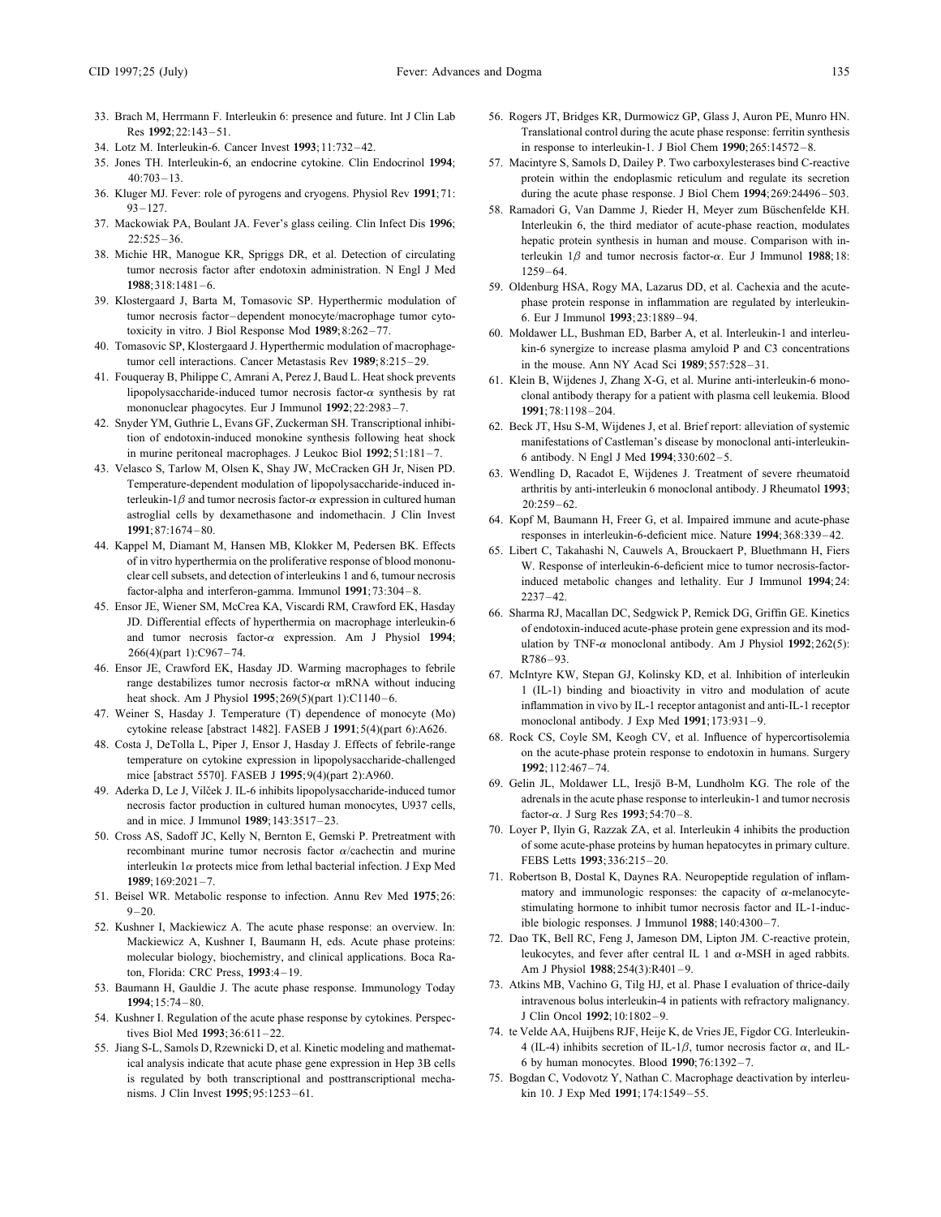33. Brach M, Herrmann F. Interleukin 6: presence and future. Int J Clin Lab Res **1992**;22:143–51.
34. Lotz M. Interleukin-6. Cancer Invest **1993**;11:732–42.
35. Jones TH. Interleukin-6, an endocrine cytokine. Clin Endocrinol **1994**; 40:703–13.
36. Kluger MJ. Fever: role of pyrogens and cryogens. Physiol Rev **1991**;71: 93–127.
37. Mackowiak PA, Boulant JA. Fever's glass ceiling. Clin Infect Dis **1996**; 22:525–36.
38. Michie HR, Manogue KR, Spriggs DR, et al. Detection of circulating tumor necrosis factor after endotoxin administration. N Engl J Med **1988**;318:1481–6.
39. Klostergaard J, Barta M, Tomasovic SP. Hyperthermic modulation of tumor necrosis factor–dependent monocyte/macrophage tumor cytotoxicity in vitro. J Biol Response Mod **1989**;8:262–77.
40. Tomasovic SP, Klostergaard J. Hyperthermic modulation of macrophage-tumor cell interactions. Cancer Metastasis Rev **1989**;8:215–29.
41. Fouqueray B, Philippe C, Amrani A, Perez J, Baud L. Heat shock prevents lipopolysaccharide-induced tumor necrosis factor-$\alpha$ synthesis by rat mononuclear phagocytes. Eur J Immunol **1992**;22:2983–7.
42. Snyder YM, Guthrie L, Evans GF, Zuckerman SH. Transcriptional inhibition of endotoxin-induced monokine synthesis following heat shock in murine peritoneal macrophages. J Leukoc Biol **1992**;51:181–7.
43. Velasco S, Tarlow M, Olsen K, Shay JW, McCracken GH Jr, Nisen PD. Temperature-dependent modulation of lipopolysaccharide-induced interleukin-1$\beta$ and tumor necrosis factor-$\alpha$ expression in cultured human astroglial cells by dexamethasone and indomethacin. J Clin Invest **1991**;87:1674–80.
44. Kappel M, Diamant M, Hansen MB, Klokker M, Pedersen BK. Effects of in vitro hyperthermia on the proliferative response of blood mononuclear cell subsets, and detection of interleukins 1 and 6, tumour necrosis factor-alpha and interferon-gamma. Immunol **1991**;73:304–8.
45. Ensor JE, Wiener SM, McCrea KA, Viscardi RM, Crawford EK, Hasday JD. Differential effects of hyperthermia on macrophage interleukin-6 and tumor necrosis factor-$\alpha$ expression. Am J Physiol **1994**; 266(4)(part 1):C967–74.
46. Ensor JE, Crawford EK, Hasday JD. Warming macrophages to febrile range destabilizes tumor necrosis factor-$\alpha$ mRNA without inducing heat shock. Am J Physiol **1995**;269(5)(part 1):C1140–6.
47. Weiner S, Hasday J. Temperature (T) dependence of monocyte (Mo) cytokine release [abstract 1482]. FASEB J **1991**;5(4)(part 6):A626.
48. Costa J, DeTolla L, Piper J, Ensor J, Hasday J. Effects of febrile-range temperature on cytokine expression in lipopolysaccharide-challenged mice [abstract 5570]. FASEB J **1995**;9(4)(part 2):A960.
49. Aderka D, Le J, Vilček J. IL-6 inhibits lipopolysaccharide-induced tumor necrosis factor production in cultured human monocytes, U937 cells, and in mice. J Immunol **1989**;143:3517–23.
50. Cross AS, Sadoff JC, Kelly N, Bernton E, Gemski P. Pretreatment with recombinant murine tumor necrosis factor $\alpha$/cachectin and murine interleukin 1$\alpha$ protects mice from lethal bacterial infection. J Exp Med **1989**;169:2021–7.
51. Beisel WR. Metabolic response to infection. Annu Rev Med **1975**;26: 9–20.
52. Kushner I, Mackiewicz A. The acute phase response: an overview. In: Mackiewicz A, Kushner I, Baumann H, eds. Acute phase proteins: molecular biology, biochemistry, and clinical applications. Boca Raton, Florida: CRC Press, **1993**:4–19.
53. Baumann H, Gauldie J. The acute phase response. Immunology Today **1994**;15:74–80.
54. Kushner I. Regulation of the acute phase response by cytokines. Perspectives Biol Med **1993**;36:611–22.
55. Jiang S-L, Samols D, Rzewnicki D, et al. Kinetic modeling and mathematical analysis indicate that acute phase gene expression in Hep 3B cells is regulated by both transcriptional and posttranscriptional mechanisms. J Clin Invest **1995**;95:1253–61.
56. Rogers JT, Bridges KR, Durmowicz GP, Glass J, Auron PE, Munro HN. Translational control during the acute phase response: ferritin synthesis in response to interleukin-1. J Biol Chem **1990**;265:14572–8.
57. Macintyre S, Samols D, Dailey P. Two carboxylesterases bind C-reactive protein within the endoplasmic reticulum and regulate its secretion during the acute phase response. J Biol Chem **1994**;269:24496–503.
58. Ramadori G, Van Damme J, Rieder H, Meyer zum Büschenfelde KH. Interleukin 6, the third mediator of acute-phase reaction, modulates hepatic protein synthesis in human and mouse. Comparison with interleukin 1$\beta$ and tumor necrosis factor-$\alpha$. Eur J Immunol **1988**;18: 1259–64.
59. Oldenburg HSA, Rogy MA, Lazarus DD, et al. Cachexia and the acute-phase protein response in inflammation are regulated by interleukin-6. Eur J Immunol **1993**;23:1889–94.
60. Moldawer LL, Bushman ED, Barber A, et al. Interleukin-1 and interleukin-6 synergize to increase plasma amyloid P and C3 concentrations in the mouse. Ann NY Acad Sci **1989**;557:528–31.
61. Klein B, Wijdenes J, Zhang X-G, et al. Murine anti-interleukin-6 monoclonal antibody therapy for a patient with plasma cell leukemia. Blood **1991**;78:1198–204.
62. Beck JT, Hsu S-M, Wijdenes J, et al. Brief report: alleviation of systemic manifestations of Castleman's disease by monoclonal anti-interleukin-6 antibody. N Engl J Med **1994**;330:602–5.
63. Wendling D, Racadot E, Wijdenes J. Treatment of severe rheumatoid arthritis by anti-interleukin 6 monoclonal antibody. J Rheumatol **1993**; 20:259–62.
64. Kopf M, Baumann H, Freer G, et al. Impaired immune and acute-phase responses in interleukin-6-deficient mice. Nature **1994**;368:339–42.
65. Libert C, Takahashi N, Cauwels A, Brouckaert P, Bluethmann H, Fiers W. Response of interleukin-6-deficient mice to tumor necrosis-factor-induced metabolic changes and lethality. Eur J Immunol **1994**;24: 2237–42.
66. Sharma RJ, Macallan DC, Sedgwick P, Remick DG, Griffin GE. Kinetics of endotoxin-induced acute-phase protein gene expression and its modulation by TNF-$\alpha$ monoclonal antibody. Am J Physiol **1992**;262(5): R786–93.
67. McIntyre KW, Stepan GJ, Kolinsky KD, et al. Inhibition of interleukin 1 (IL-1) binding and bioactivity in vitro and modulation of acute inflammation in vivo by IL-1 receptor antagonist and anti-IL-1 receptor monoclonal antibody. J Exp Med **1991**;173:931–9.
68. Rock CS, Coyle SM, Keogh CV, et al. Influence of hypercortisolemia on the acute-phase protein response to endotoxin in humans. Surgery **1992**;112:467–74.
69. Gelin JL, Moldawer LL, Iresjö B-M, Lundholm KG. The role of the adrenals in the acute phase response to interleukin-1 and tumor necrosis factor-$\alpha$. J Surg Res **1993**;54:70–8.
70. Loyer P, Ilyin G, Razzak ZA, et al. Interleukin 4 inhibits the production of some acute-phase proteins by human hepatocytes in primary culture. FEBS Letts **1993**;336:215–20.
71. Robertson B, Dostal K, Daynes RA. Neuropeptide regulation of inflammatory and immunologic responses: the capacity of $\alpha$-melanocyte-stimulating hormone to inhibit tumor necrosis factor and IL-1-inducible biologic responses. J Immunol **1988**;140:4300–7.
72. Dao TK, Bell RC, Feng J, Jameson DM, Lipton JM. C-reactive protein, leukocytes, and fever after central IL 1 and $\alpha$-MSH in aged rabbits. Am J Physiol **1988**;254(3):R401–9.
73. Atkins MB, Vachino G, Tilg HJ, et al. Phase I evaluation of thrice-daily intravenous bolus interleukin-4 in patients with refractory malignancy. J Clin Oncol **1992**;10:1802–9.
74. te Velde AA, Huijbens RJF, Heije K, de Vries JE, Figdor CG. Interleukin-4 (IL-4) inhibits secretion of IL-1$\beta$, tumor necrosis factor $\alpha$, and IL-6 by human monocytes. Blood **1990**;76:1392–7.
75. Bogdan C, Vodovotz Y, Nathan C. Macrophage deactivation by interleukin 10. J Exp Med **1991**;174:1549–55.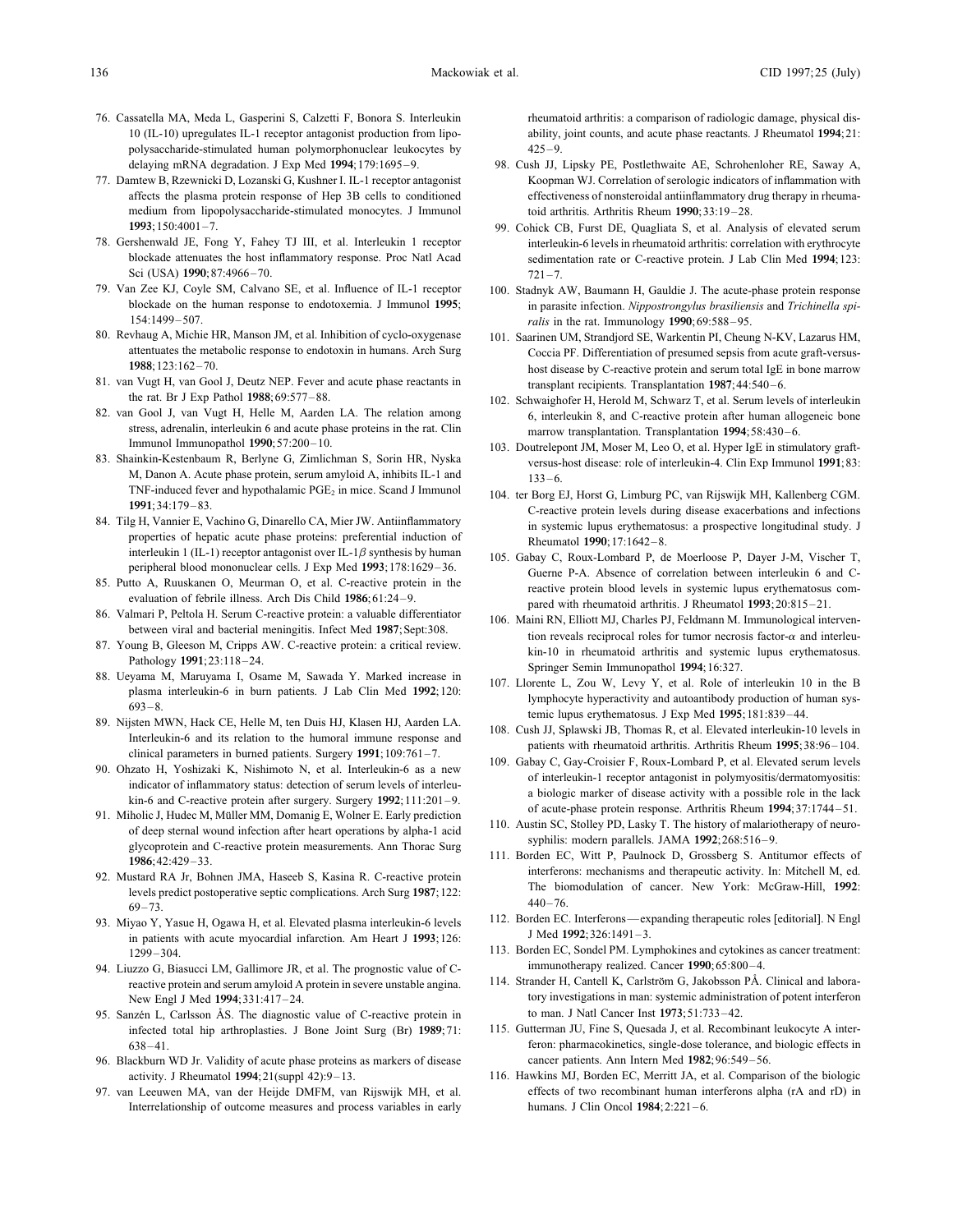76. Cassatella MA, Meda L, Gasperini S, Calzetti F, Bonora S. Interleukin 10 (IL-10) upregulates IL-1 receptor antagonist production from lipopolysaccharide-stimulated human polymorphonuclear leukocytes by delaying mRNA degradation. J Exp Med **1994**;179:1695–9.
77. Damtew B, Rzewnicki D, Lozanski G, Kushner I. IL-1 receptor antagonist affects the plasma protein response of Hep 3B cells to conditioned medium from lipopolysaccharide-stimulated monocytes. J Immunol **1993**;150:4001–7.
78. Gershenwald JE, Fong Y, Fahey TJ III, et al. Interleukin 1 receptor blockade attenuates the host inflammatory response. Proc Natl Acad Sci (USA) **1990**;87:4966–70.
79. Van Zee KJ, Coyle SM, Calvano SE, et al. Influence of IL-1 receptor blockade on the human response to endotoxemia. J Immunol **1995**;154:1499–507.
80. Revhaug A, Michie HR, Manson JM, et al. Inhibition of cyclo-oxygenase attenuates the metabolic response to endotoxin in humans. Arch Surg **1988**;123:162–70.
81. van Vugt H, van Gool J, Deutz NEP. Fever and acute phase reactants in the rat. Br J Exp Pathol **1988**;69:577–88.
82. van Gool J, van Vugt H, Helle M, Aarden LA. The relation among stress, adrenalin, interleukin 6 and acute phase proteins in the rat. Clin Immunol Immunopathol **1990**;57:200–10.
83. Shainkin-Kestenbaum R, Berlyne G, Zimlichman S, Sorin HR, Nyska M, Danon A. Acute phase protein, serum amyloid A, inhibits IL-1 and TNF-induced fever and hypothalamic $PGE_2$ in mice. Scand J Immunol **1991**;34:179–83.
84. Tilg H, Vannier E, Vachino G, Dinarello CA, Mier JW. Antiinflammatory properties of hepatic acute phase proteins: preferential induction of interleukin 1 (IL-1) receptor antagonist over IL-1$\beta$ synthesis by human peripheral blood mononuclear cells. J Exp Med **1993**;178:1629–36.
85. Putto A, Ruuskanen O, Meurman O, et al. C-reactive protein in the evaluation of febrile illness. Arch Dis Child **1986**;61:24–9.
86. Valmari P, Peltola H. Serum C-reactive protein: a valuable differentiator between viral and bacterial meningitis. Infect Med **1987**;Sept:308.
87. Young B, Gleeson M, Cripps AW. C-reactive protein: a critical review. Pathology **1991**;23:118–24.
88. Ueyama M, Maruyama I, Osame M, Sawada Y. Marked increase in plasma interleukin-6 in burn patients. J Lab Clin Med **1992**;120:693–8.
89. Nijsten MWN, Hack CE, Helle M, ten Duis HJ, Klasen HJ, Aarden LA. Interleukin-6 and its relation to the humoral immune response and clinical parameters in burned patients. Surgery **1991**;109:761–7.
90. Ohzato H, Yoshizaki K, Nishimoto N, et al. Interleukin-6 as a new indicator of inflammatory status: detection of serum levels of interleukin-6 and C-reactive protein after surgery. Surgery **1992**;111:201–9.
91. Miholic J, Hudec M, Müller MM, Domanig E, Wolner E. Early prediction of deep sternal wound infection after heart operations by alpha-1 acid glycoprotein and C-reactive protein measurements. Ann Thorac Surg **1986**;42:429–33.
92. Mustard RA Jr, Bohnen JMA, Haseeb S, Kasina R. C-reactive protein levels predict postoperative septic complications. Arch Surg **1987**;122:69–73.
93. Miyao Y, Yasue H, Ogawa H, et al. Elevated plasma interleukin-6 levels in patients with acute myocardial infarction. Am Heart J **1993**;126:1299–304.
94. Liuzzo G, Biasucci LM, Gallimore JR, et al. The prognostic value of C-reactive protein and serum amyloid A protein in severe unstable angina. New Engl J Med **1994**;331:417–24.
95. Sanzén L, Carlsson ÅS. The diagnostic value of C-reactive protein in infected total hip arthroplasties. J Bone Joint Surg (Br) **1989**;71:638–41.
96. Blackburn WD Jr. Validity of acute phase proteins as markers of disease activity. J Rheumatol **1994**;21(suppl 42):9–13.
97. van Leeuwen MA, van der Heijde DMFM, van Rijswijk MH, et al. Interrelationship of outcome measures and process variables in early rheumatoid arthritis: a comparison of radiologic damage, physical disability, joint counts, and acute phase reactants. J Rheumatol **1994**;21:425–9.
98. Cush JJ, Lipsky PE, Postlethwaite AE, Schrohenloher RE, Saway A, Koopman WJ. Correlation of serologic indicators of inflammation with effectiveness of nonsteroidal antiinflammatory drug therapy in rheumatoid arthritis. Arthritis Rheum **1990**;33:19–28.
99. Cohick CB, Furst DE, Quagliata S, et al. Analysis of elevated serum interleukin-6 levels in rheumatoid arthritis: correlation with erythrocyte sedimentation rate or C-reactive protein. J Lab Clin Med **1994**;123:721–7.
100. Stadnyk AW, Baumann H, Gauldie J. The acute-phase protein response in parasite infection. *Nippostrongylus brasiliensis* and *Trichinella spiralis* in the rat. Immunology **1990**;69:588–95.
101. Saarinen UM, Strandjord SE, Warkentin PI, Cheung N-KV, Lazarus HM, Coccia PF. Differentiation of presumed sepsis from acute graft-versus-host disease by C-reactive protein and serum total IgE in bone marrow transplant recipients. Transplantation **1987**;44:540–6.
102. Schwaighofer H, Herold M, Schwarz T, et al. Serum levels of interleukin 6, interleukin 8, and C-reactive protein after human allogeneic bone marrow transplantation. Transplantation **1994**;58:430–6.
103. Doutrelepont JM, Moser M, Leo O, et al. Hyper IgE in stimulatory graft-versus-host disease: role of interleukin-4. Clin Exp Immunol **1991**;83:133–6.
104. ter Borg EJ, Horst G, Limburg PC, van Rijswijk MH, Kallenberg CGM. C-reactive protein levels during disease exacerbations and infections in systemic lupus erythematosus: a prospective longitudinal study. J Rheumatol **1990**;17:1642–8.
105. Gabay C, Roux-Lombard P, de Moerloose P, Dayer J-M, Vischer T, Guerne P-A. Absence of correlation between interleukin 6 and C-reactive protein blood levels in systemic lupus erythematosus compared with rheumatoid arthritis. J Rheumatol **1993**;20:815–21.
106. Maini RN, Elliott MJ, Charles PJ, Feldmann M. Immunological intervention reveals reciprocal roles for tumor necrosis factor-$\alpha$ and interleukin-10 in rheumatoid arthritis and systemic lupus erythematosus. Springer Semin Immunopathol **1994**;16:327.
107. Llorente L, Zou W, Levy Y, et al. Role of interleukin 10 in the B lymphocyte hyperactivity and autoantibody production of human systemic lupus erythematosus. J Exp Med **1995**;181:839–44.
108. Cush JJ, Splawski JB, Thomas R, et al. Elevated interleukin-10 levels in patients with rheumatoid arthritis. Arthritis Rheum **1995**;38:96–104.
109. Gabay C, Gay-Croisier F, Roux-Lombard P, et al. Elevated serum levels of interleukin-1 receptor antagonist in polymyositis/dermatomyositis: a biologic marker of disease activity with a possible role in the lack of acute-phase protein response. Arthritis Rheum **1994**;37:1744–51.
110. Austin SC, Stolley PD, Lasky T. The history of malariotherapy of neurosyphilis: modern parallels. JAMA **1992**;268:516–9.
111. Borden EC, Witt P, Paulnock D, Grossberg S. Antitumor effects of interferons: mechanisms and therapeutic activity. In: Mitchell M, ed. The biomodulation of cancer. New York: McGraw-Hill, **1992**:440–76.
112. Borden EC. Interferons—expanding therapeutic roles [editorial]. N Engl J Med **1992**;326:1491–3.
113. Borden EC, Sondel PM. Lymphokines and cytokines as cancer treatment: immunotherapy realized. Cancer **1990**;65:800–4.
114. Strander H, Cantell K, Carlström G, Jakobsson PÅ. Clinical and laboratory investigations in man: systemic administration of potent interferon to man. J Natl Cancer Inst **1973**;51:733–42.
115. Gutterman JU, Fine S, Quesada J, et al. Recombinant leukocyte A interferon: pharmacokinetics, single-dose tolerance, and biologic effects in cancer patients. Ann Intern Med **1982**;96:549–56.
116. Hawkins MJ, Borden EC, Merritt JA, et al. Comparison of the biologic effects of two recombinant human interferons alpha (rA and rD) in humans. J Clin Oncol **1984**;2:221–6.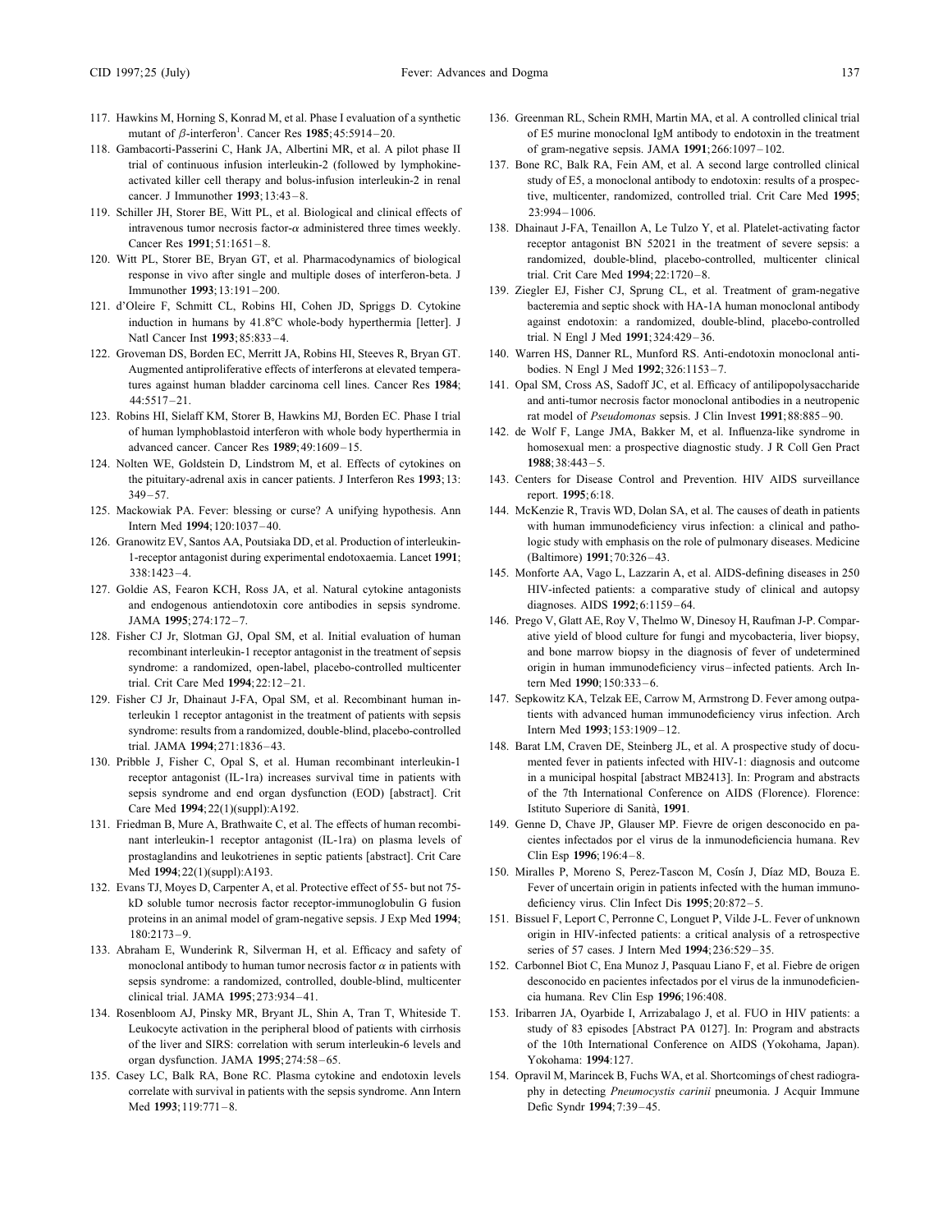117. Hawkins M, Horning S, Konrad M, et al. Phase I evaluation of a synthetic mutant of $\beta$-interferon[1]. Cancer Res **1985**;45:5914–20.
118. Gambacorti-Passerini C, Hank JA, Albertini MR, et al. A pilot phase II trial of continuous infusion interleukin-2 (followed by lymphokine-activated killer cell therapy and bolus-infusion interleukin-2 in renal cancer. J Immunother **1993**;13:43–8.
119. Schiller JH, Storer BE, Witt PL, et al. Biological and clinical effects of intravenous tumor necrosis factor-$\alpha$ administered three times weekly. Cancer Res **1991**;51:1651–8.
120. Witt PL, Storer BE, Bryan GT, et al. Pharmacodynamics of biological response in vivo after single and multiple doses of interferon-beta. J Immunother **1993**;13:191–200.
121. d'Oleire F, Schmitt CL, Robins HI, Cohen JD, Spriggs D. Cytokine induction in humans by 41.8°C whole-body hyperthermia [letter]. J Natl Cancer Inst **1993**;85:833–4.
122. Groveman DS, Borden EC, Merritt JA, Robins HI, Steeves R, Bryan GT. Augmented antiproliferative effects of interferons at elevated temperatures against human bladder carcinoma cell lines. Cancer Res **1984**; 44:5517–21.
123. Robins HI, Sielaff KM, Storer B, Hawkins MJ, Borden EC. Phase I trial of human lymphoblastoid interferon with whole body hyperthermia in advanced cancer. Cancer Res **1989**;49:1609–15.
124. Nolten WE, Goldstein D, Lindstrom M, et al. Effects of cytokines on the pituitary-adrenal axis in cancer patients. J Interferon Res **1993**;13: 349–57.
125. Mackowiak PA. Fever: blessing or curse? A unifying hypothesis. Ann Intern Med **1994**;120:1037–40.
126. Granowitz EV, Santos AA, Poutsiaka DD, et al. Production of interleukin-1-receptor antagonist during experimental endotoxaemia. Lancet **1991**; 338:1423–4.
127. Goldie AS, Fearon KCH, Ross JA, et al. Natural cytokine antagonists and endogenous antiendotoxin core antibodies in sepsis syndrome. JAMA **1995**;274:172–7.
128. Fisher CJ Jr, Slotman GJ, Opal SM, et al. Initial evaluation of human recombinant interleukin-1 receptor antagonist in the treatment of sepsis syndrome: a randomized, open-label, placebo-controlled multicenter trial. Crit Care Med **1994**;22:12–21.
129. Fisher CJ Jr, Dhainaut J-FA, Opal SM, et al. Recombinant human interleukin 1 receptor antagonist in the treatment of patients with sepsis syndrome: results from a randomized, double-blind, placebo-controlled trial. JAMA **1994**;271:1836–43.
130. Pribble J, Fisher C, Opal S, et al. Human recombinant interleukin-1 receptor antagonist (IL-1ra) increases survival time in patients with sepsis syndrome and end organ dysfunction (EOD) [abstract]. Crit Care Med **1994**;22(1)(suppl):A192.
131. Friedman B, Mure A, Brathwaite C, et al. The effects of human recombinant interleukin-1 receptor antagonist (IL-1ra) on plasma levels of prostaglandins and leukotrienes in septic patients [abstract]. Crit Care Med **1994**;22(1)(suppl):A193.
132. Evans TJ, Moyes D, Carpenter A, et al. Protective effect of 55- but not 75-kD soluble tumor necrosis factor receptor-immunoglobulin G fusion proteins in an animal model of gram-negative sepsis. J Exp Med **1994**; 180:2173–9.
133. Abraham E, Wunderink R, Silverman H, et al. Efficacy and safety of monoclonal antibody to human tumor necrosis factor $\alpha$ in patients with sepsis syndrome: a randomized, controlled, double-blind, multicenter clinical trial. JAMA **1995**;273:934–41.
134. Rosenbloom AJ, Pinsky MR, Bryant JL, Shin A, Tran T, Whiteside T. Leukocyte activation in the peripheral blood of patients with cirrhosis of the liver and SIRS: correlation with serum interleukin-6 levels and organ dysfunction. JAMA **1995**;274:58–65.
135. Casey LC, Balk RA, Bone RC. Plasma cytokine and endotoxin levels correlate with survival in patients with the sepsis syndrome. Ann Intern Med **1993**;119:771–8.
136. Greenman RL, Schein RMH, Martin MA, et al. A controlled clinical trial of E5 murine monoclonal IgM antibody to endotoxin in the treatment of gram-negative sepsis. JAMA **1991**;266:1097–102.
137. Bone RC, Balk RA, Fein AM, et al. A second large controlled clinical study of E5, a monoclonal antibody to endotoxin: results of a prospective, multicenter, randomized, controlled trial. Crit Care Med **1995**; 23:994–1006.
138. Dhainaut J-FA, Tenaillon A, Le Tulzo Y, et al. Platelet-activating factor receptor antagonist BN 52021 in the treatment of severe sepsis: a randomized, double-blind, placebo-controlled, multicenter clinical trial. Crit Care Med **1994**;22:1720–8.
139. Ziegler EJ, Fisher CJ, Sprung CL, et al. Treatment of gram-negative bacteremia and septic shock with HA-1A human monoclonal antibody against endotoxin: a randomized, double-blind, placebo-controlled trial. N Engl J Med **1991**;324:429–36.
140. Warren HS, Danner RL, Munford RS. Anti-endotoxin monoclonal antibodies. N Engl J Med **1992**;326:1153–7.
141. Opal SM, Cross AS, Sadoff JC, et al. Efficacy of antilipopolysaccharide and anti-tumor necrosis factor monoclonal antibodies in a neutropenic rat model of *Pseudomonas* sepsis. J Clin Invest **1991**;88:885–90.
142. de Wolf F, Lange JMA, Bakker M, et al. Influenza-like syndrome in homosexual men: a prospective diagnostic study. J R Coll Gen Pract **1988**;38:443–5.
143. Centers for Disease Control and Prevention. HIV AIDS surveillance report. **1995**;6:18.
144. McKenzie R, Travis WD, Dolan SA, et al. The causes of death in patients with human immunodeficiency virus infection: a clinical and pathologic study with emphasis on the role of pulmonary diseases. Medicine (Baltimore) **1991**;70:326–43.
145. Monforte AA, Vago L, Lazzarin A, et al. AIDS-defining diseases in 250 HIV-infected patients: a comparative study of clinical and autopsy diagnoses. AIDS **1992**;6:1159–64.
146. Prego V, Glatt AE, Roy V, Thelmo W, Dinesoy H, Raufman J-P. Comparative yield of blood culture for fungi and mycobacteria, liver biopsy, and bone marrow biopsy in the diagnosis of fever of undetermined origin in human immunodeficiency virus–infected patients. Arch Intern Med **1990**;150:333–6.
147. Sepkowitz KA, Telzak EE, Carrow M, Armstrong D. Fever among outpatients with advanced human immunodeficiency virus infection. Arch Intern Med **1993**;153:1909–12.
148. Barat LM, Craven DE, Steinberg JL, et al. A prospective study of documented fever in patients infected with HIV-1: diagnosis and outcome in a municipal hospital [abstract MB2413]. In: Program and abstracts of the 7th International Conference on AIDS (Florence). Florence: Istituto Superiore di Sanità, **1991**.
149. Genne D, Chave JP, Glauser MP. Fievre de origen desconocido en pacientes infectados por el virus de la inmunodeficiencia humana. Rev Clin Esp **1996**;196:4–8.
150. Miralles P, Moreno S, Perez-Tascon M, Cosín J, Díaz MD, Bouza E. Fever of uncertain origin in patients infected with the human immunodeficiency virus. Clin Infect Dis **1995**;20:872–5.
151. Bissuel F, Leport C, Perronne C, Longuet P, Vilde J-L. Fever of unknown origin in HIV-infected patients: a critical analysis of a retrospective series of 57 cases. J Intern Med **1994**;236:529–35.
152. Carbonnel Biot C, Ena Munoz J, Pasquau Liano F, et al. Fiebre de origen desconocido en pacientes infectados por el virus de la inmunodeficiencia humana. Rev Clin Esp **1996**;196:408.
153. Iribarren JA, Oyarbide I, Arrizabalago J, et al. FUO in HIV patients: a study of 83 episodes [Abstract PA 0127]. In: Program and abstracts of the 10th International Conference on AIDS (Yokohama, Japan). Yokohama: **1994**:127.
154. Opravil M, Marincek B, Fuchs WA, et al. Shortcomings of chest radiography in detecting *Pneumocystis carinii* pneumonia. J Acquir Immune Defic Syndr **1994**;7:39–45.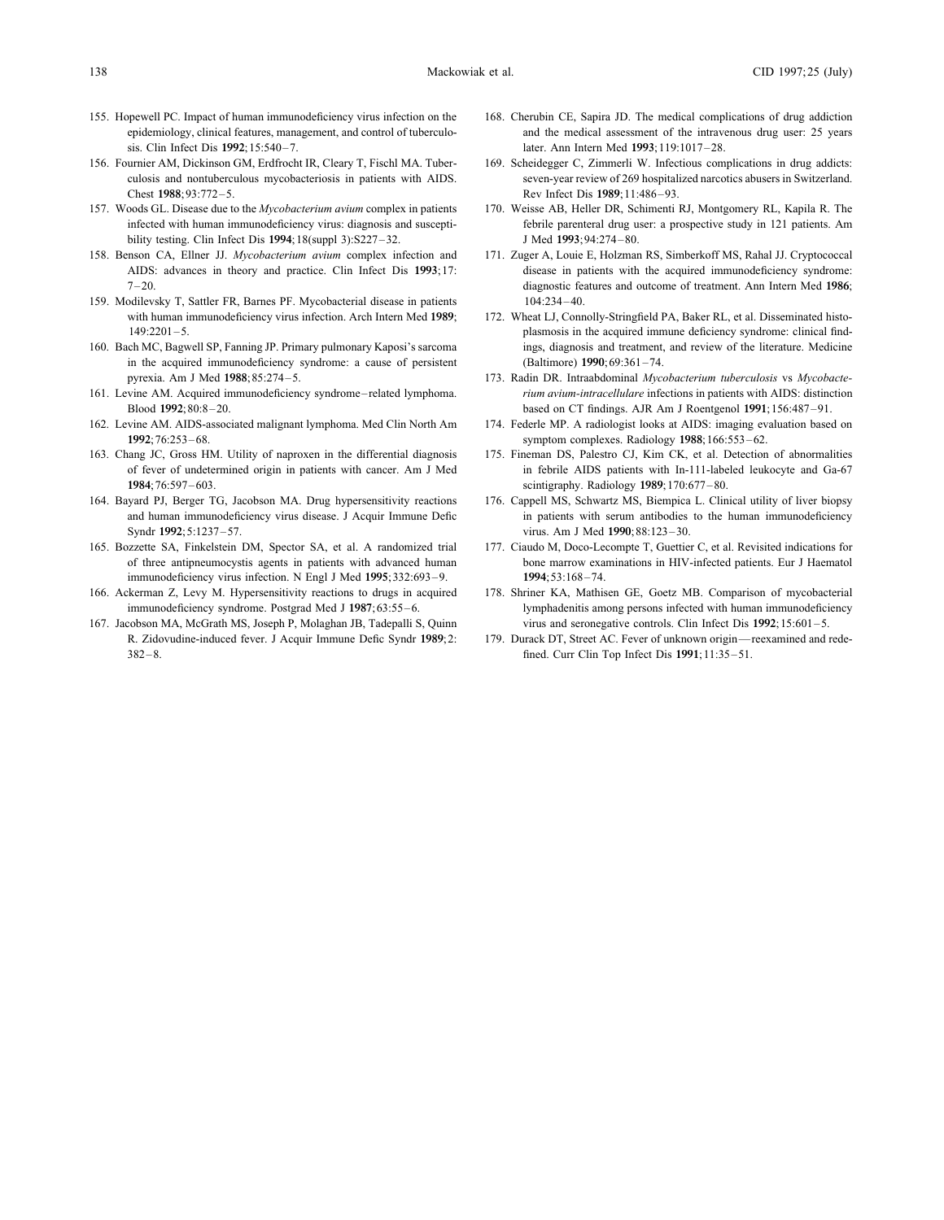155. Hopewell PC. Impact of human immunodeficiency virus infection on the epidemiology, clinical features, management, and control of tuberculosis. Clin Infect Dis **1992**; 15:540–7.
156. Fournier AM, Dickinson GM, Erdfrocht IR, Cleary T, Fischl MA. Tuberculosis and nontuberculous mycobacteriosis in patients with AIDS. Chest **1988**; 93:772–5.
157. Woods GL. Disease due to the *Mycobacterium avium* complex in patients infected with human immunodeficiency virus: diagnosis and susceptibility testing. Clin Infect Dis **1994**; 18(suppl 3):S227–32.
158. Benson CA, Ellner JJ. *Mycobacterium avium* complex infection and AIDS: advances in theory and practice. Clin Infect Dis **1993**; 17: 7–20.
159. Modilevsky T, Sattler FR, Barnes PF. Mycobacterial disease in patients with human immunodeficiency virus infection. Arch Intern Med **1989**; 149:2201–5.
160. Bach MC, Bagwell SP, Fanning JP. Primary pulmonary Kaposi's sarcoma in the acquired immunodeficiency syndrome: a cause of persistent pyrexia. Am J Med **1988**; 85:274–5.
161. Levine AM. Acquired immunodeficiency syndrome–related lymphoma. Blood **1992**; 80:8–20.
162. Levine AM. AIDS-associated malignant lymphoma. Med Clin North Am **1992**; 76:253–68.
163. Chang JC, Gross HM. Utility of naproxen in the differential diagnosis of fever of undetermined origin in patients with cancer. Am J Med **1984**; 76:597–603.
164. Bayard PJ, Berger TG, Jacobson MA. Drug hypersensitivity reactions and human immunodeficiency virus disease. J Acquir Immune Defic Syndr **1992**; 5:1237–57.
165. Bozzette SA, Finkelstein DM, Spector SA, et al. A randomized trial of three antipneumocystis agents in patients with advanced human immunodeficiency virus infection. N Engl J Med **1995**; 332:693–9.
166. Ackerman Z, Levy M. Hypersensitivity reactions to drugs in acquired immunodeficiency syndrome. Postgrad Med J **1987**; 63:55–6.
167. Jacobson MA, McGrath MS, Joseph P, Molaghan JB, Tadepalli S, Quinn R. Zidovudine-induced fever. J Acquir Immune Defic Syndr **1989**; 2: 382–8.
168. Cherubin CE, Sapira JD. The medical complications of drug addiction and the medical assessment of the intravenous drug user: 25 years later. Ann Intern Med **1993**; 119:1017–28.
169. Scheidegger C, Zimmerli W. Infectious complications in drug addicts: seven-year review of 269 hospitalized narcotics abusers in Switzerland. Rev Infect Dis **1989**; 11:486–93.
170. Weisse AB, Heller DR, Schimenti RJ, Montgomery RL, Kapila R. The febrile parenteral drug user: a prospective study in 121 patients. Am J Med **1993**; 94:274–80.
171. Zuger A, Louie E, Holzman RS, Simberkoff MS, Rahal JJ. Cryptococcal disease in patients with the acquired immunodeficiency syndrome: diagnostic features and outcome of treatment. Ann Intern Med **1986**; 104:234–40.
172. Wheat LJ, Connolly-Stringfield PA, Baker RL, et al. Disseminated histoplasmosis in the acquired immune deficiency syndrome: clinical findings, diagnosis and treatment, and review of the literature. Medicine (Baltimore) **1990**; 69:361–74.
173. Radin DR. Intraabdominal *Mycobacterium tuberculosis* vs *Mycobacterium avium-intracellulare* infections in patients with AIDS: distinction based on CT findings. AJR Am J Roentgenol **1991**; 156:487–91.
174. Federle MP. A radiologist looks at AIDS: imaging evaluation based on symptom complexes. Radiology **1988**; 166:553–62.
175. Fineman DS, Palestro CJ, Kim CK, et al. Detection of abnormalities in febrile AIDS patients with In-111-labeled leukocyte and Ga-67 scintigraphy. Radiology **1989**; 170:677–80.
176. Cappell MS, Schwartz MS, Biempica L. Clinical utility of liver biopsy in patients with serum antibodies to the human immunodeficiency virus. Am J Med **1990**; 88:123–30.
177. Ciaudo M, Doco-Lecompte T, Guettier C, et al. Revisited indications for bone marrow examinations in HIV-infected patients. Eur J Haematol **1994**; 53:168–74.
178. Shriner KA, Mathisen GE, Goetz MB. Comparison of mycobacterial lymphadenitis among persons infected with human immunodeficiency virus and seronegative controls. Clin Infect Dis **1992**; 15:601–5.
179. Durack DT, Street AC. Fever of unknown origin—reexamined and redefined. Curr Clin Top Infect Dis **1991**; 11:35–51.